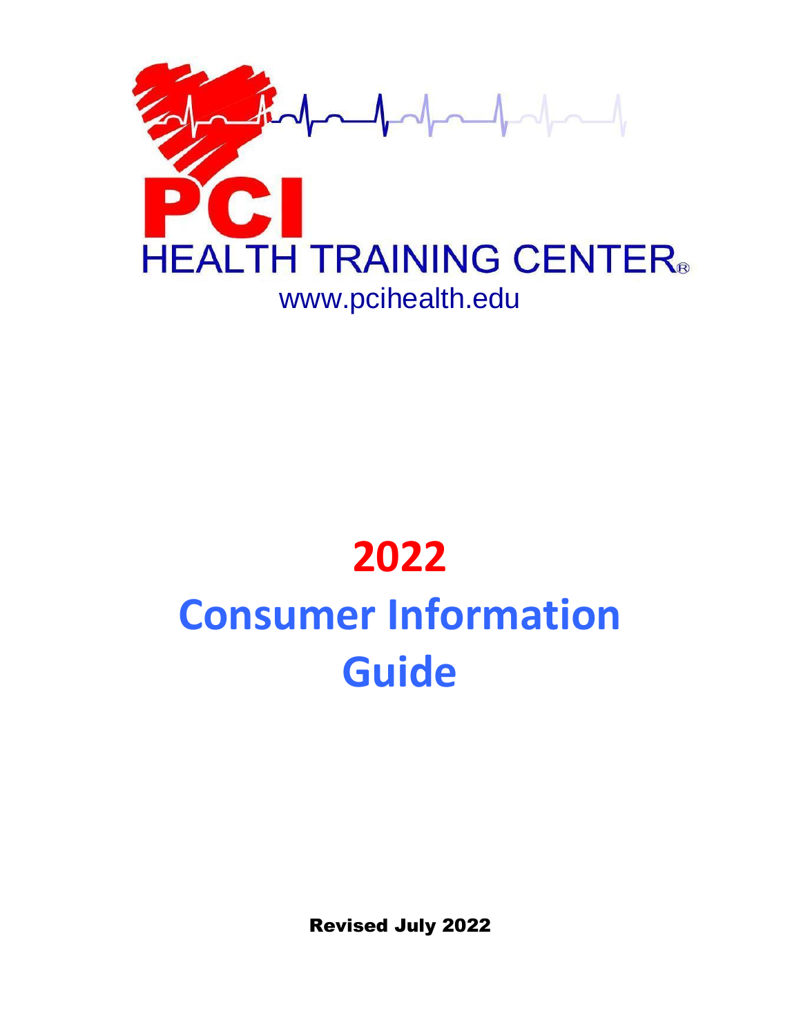PCI

HEALTH TRAINING CENTER®

www.pcihealth.edu

# 2022

# Consumer Information Guide

**Revised July 2022**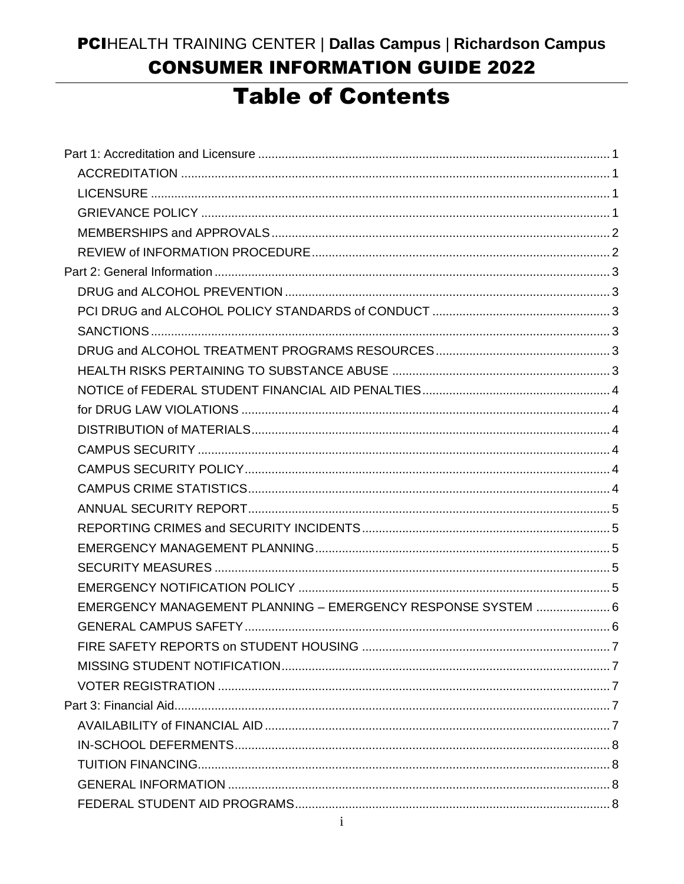# PCI HEALTH TRAINING CENTER | Dallas Campus | Richardson Campus

## CONSUMER INFORMATION GUIDE 2022

# Table of Contents

- Part 1: Accreditation and Licensure ........ 1
  - ACCREDITATION ........ 1
  - LICENSURE ........ 1
  - GRIEVANCE POLICY ........ 1
  - MEMBERSHIPS and APPROVALS ........ 2
  - REVIEW of INFORMATION PROCEDURE ........ 2
- Part 2: General Information ........ 3
  - DRUG and ALCOHOL PREVENTION ........ 3
  - PCI DRUG and ALCOHOL POLICY STANDARDS of CONDUCT ........ 3
  - SANCTIONS ........ 3
  - DRUG and ALCOHOL TREATMENT PROGRAMS RESOURCES ........ 3
  - HEALTH RISKS PERTAINING TO SUBSTANCE ABUSE ........ 3
  - NOTICE of FEDERAL STUDENT FINANCIAL AID PENALTIES ........ 4
  - for DRUG LAW VIOLATIONS ........ 4
  - DISTRIBUTION of MATERIALS ........ 4
  - CAMPUS SECURITY ........ 4
  - CAMPUS SECURITY POLICY ........ 4
  - CAMPUS CRIME STATISTICS ........ 4
  - ANNUAL SECURITY REPORT ........ 5
  - REPORTING CRIMES and SECURITY INCIDENTS ........ 5
  - EMERGENCY MANAGEMENT PLANNING ........ 5
  - SECURITY MEASURES ........ 5
  - EMERGENCY NOTIFICATION POLICY ........ 5
  - EMERGENCY MANAGEMENT PLANNING – EMERGENCY RESPONSE SYSTEM ........ 6
  - GENERAL CAMPUS SAFETY ........ 6
  - FIRE SAFETY REPORTS on STUDENT HOUSING ........ 7
  - MISSING STUDENT NOTIFICATION ........ 7
  - VOTER REGISTRATION ........ 7
- Part 3: Financial Aid ........ 7
  - AVAILABILITY of FINANCIAL AID ........ 7
  - IN-SCHOOL DEFERMENTS ........ 8
  - TUITION FINANCING ........ 8
  - GENERAL INFORMATION ........ 8
  - FEDERAL STUDENT AID PROGRAMS ........ 8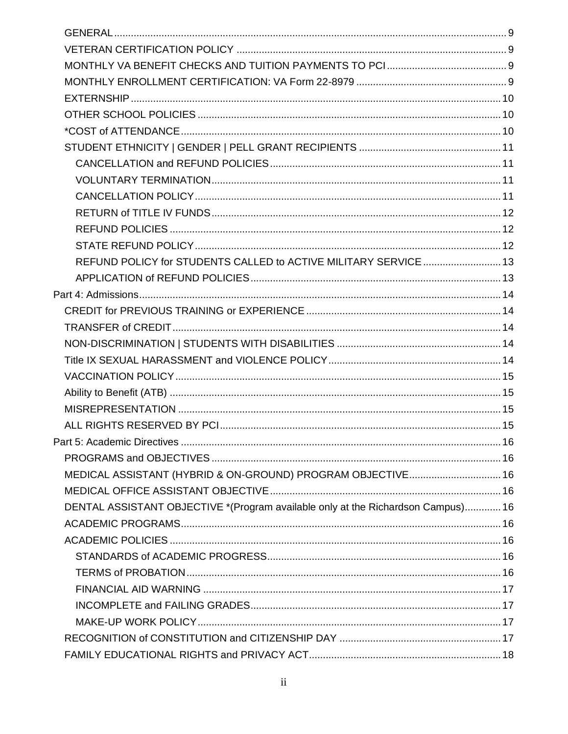- GENERAL ........ 9
- VETERAN CERTIFICATION POLICY ........ 9
- MONTHLY VA BENEFIT CHECKS AND TUITION PAYMENTS TO PCI ........ 9
- MONTHLY ENROLLMENT CERTIFICATION: VA Form 22-8979 ........ 9
- EXTERNSHIP ........ 10
- OTHER SCHOOL POLICIES ........ 10
- *COST of ATTENDANCE ........ 10
- STUDENT ETHNICITY | GENDER | PELL GRANT RECIPIENTS ........ 11
  - CANCELLATION and REFUND POLICIES ........ 11
  - VOLUNTARY TERMINATION ........ 11
  - CANCELLATION POLICY ........ 11
  - RETURN of TITLE IV FUNDS ........ 12
  - REFUND POLICIES ........ 12
  - STATE REFUND POLICY ........ 12
  - REFUND POLICY for STUDENTS CALLED to ACTIVE MILITARY SERVICE ........ 13
  - APPLICATION of REFUND POLICIES ........ 13

Part 4: Admissions ........ 14

- CREDIT for PREVIOUS TRAINING or EXPERIENCE ........ 14
- TRANSFER of CREDIT ........ 14
- NON-DISCRIMINATION | STUDENTS WITH DISABILITIES ........ 14
- Title IX SEXUAL HARASSMENT and VIOLENCE POLICY ........ 14
- VACCINATION POLICY ........ 15
- Ability to Benefit (ATB) ........ 15
- MISREPRESENTATION ........ 15
- ALL RIGHTS RESERVED BY PCI ........ 15

Part 5: Academic Directives ........ 16

- PROGRAMS and OBJECTIVES ........ 16
- MEDICAL ASSISTANT (HYBRID & ON-GROUND) PROGRAM OBJECTIVE ........ 16
- MEDICAL OFFICE ASSISTANT OBJECTIVE ........ 16
- DENTAL ASSISTANT OBJECTIVE *(Program available only at the Richardson Campus) ........ 16
- ACADEMIC PROGRAMS ........ 16
- ACADEMIC POLICIES ........ 16
  - STANDARDS of ACADEMIC PROGRESS ........ 16
  - TERMS of PROBATION ........ 16
  - FINANCIAL AID WARNING ........ 17
  - INCOMPLETE and FAILING GRADES ........ 17
  - MAKE-UP WORK POLICY ........ 17
- RECOGNITION of CONSTITUTION and CITIZENSHIP DAY ........ 17
- FAMILY EDUCATIONAL RIGHTS and PRIVACY ACT ........ 18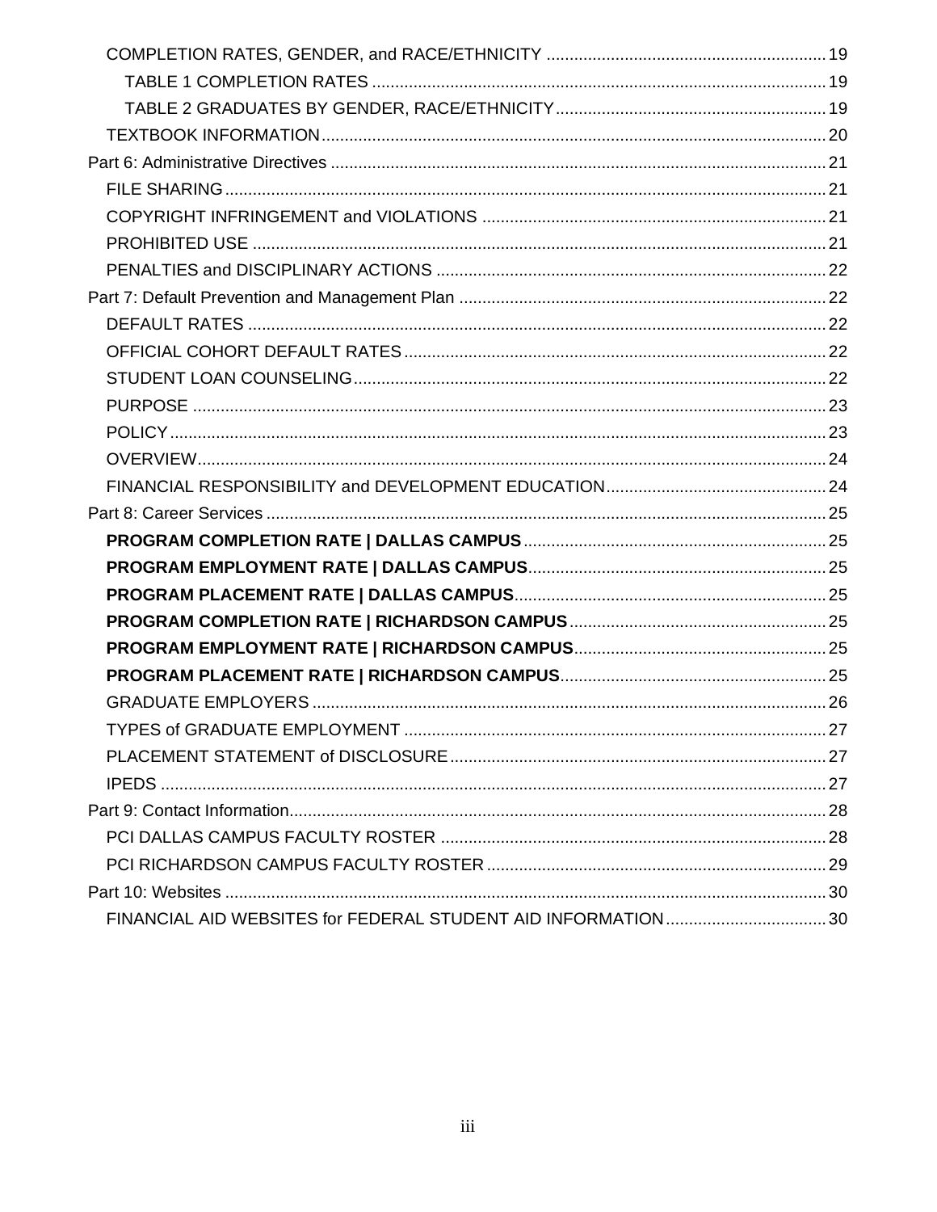COMPLETION RATES, GENDER, and RACE/ETHNICITY ............................................................ 19

TABLE 1 COMPLETION RATES .................................................................................................. 19

TABLE 2 GRADUATES BY GENDER, RACE/ETHNICITY ........................................................... 19

TEXTBOOK INFORMATION ............................................................................................................ 20

Part 6: Administrative Directives .......................................................................................................... 21

FILE SHARING ................................................................................................................................. 21

COPYRIGHT INFRINGEMENT and VIOLATIONS .......................................................................... 21

PROHIBITED USE ........................................................................................................................... 21

PENALTIES and DISCIPLINARY ACTIONS .................................................................................... 22

Part 7: Default Prevention and Management Plan ............................................................................... 22

DEFAULT RATES ............................................................................................................................ 22

OFFICIAL COHORT DEFAULT RATES ........................................................................................... 22

STUDENT LOAN COUNSELING ...................................................................................................... 22

PURPOSE ........................................................................................................................................ 23

POLICY ............................................................................................................................................. 23

OVERVIEW ....................................................................................................................................... 24

FINANCIAL RESPONSIBILITY and DEVELOPMENT EDUCATION ................................................ 24

Part 8: Career Services ......................................................................................................................... 25

**PROGRAM COMPLETION RATE | DALLAS CAMPUS** ................................................................. 25

**PROGRAM EMPLOYMENT RATE | DALLAS CAMPUS** ................................................................ 25

**PROGRAM PLACEMENT RATE | DALLAS CAMPUS** .................................................................... 25

**PROGRAM COMPLETION RATE | RICHARDSON CAMPUS** ........................................................ 25

**PROGRAM EMPLOYMENT RATE | RICHARDSON CAMPUS** ....................................................... 25

**PROGRAM PLACEMENT RATE | RICHARDSON CAMPUS** ........................................................... 25

GRADUATE EMPLOYERS ............................................................................................................... 26

TYPES of GRADUATE EMPLOYMENT ........................................................................................... 27

PLACEMENT STATEMENT of DISCLOSURE ................................................................................. 27

IPEDS ............................................................................................................................................... 27

Part 9: Contact Information .................................................................................................................... 28

PCI DALLAS CAMPUS FACULTY ROSTER ................................................................................... 28

PCI RICHARDSON CAMPUS FACULTY ROSTER .......................................................................... 29

Part 10: Websites .................................................................................................................................. 30

FINANCIAL AID WEBSITES for FEDERAL STUDENT AID INFORMATION ................................... 30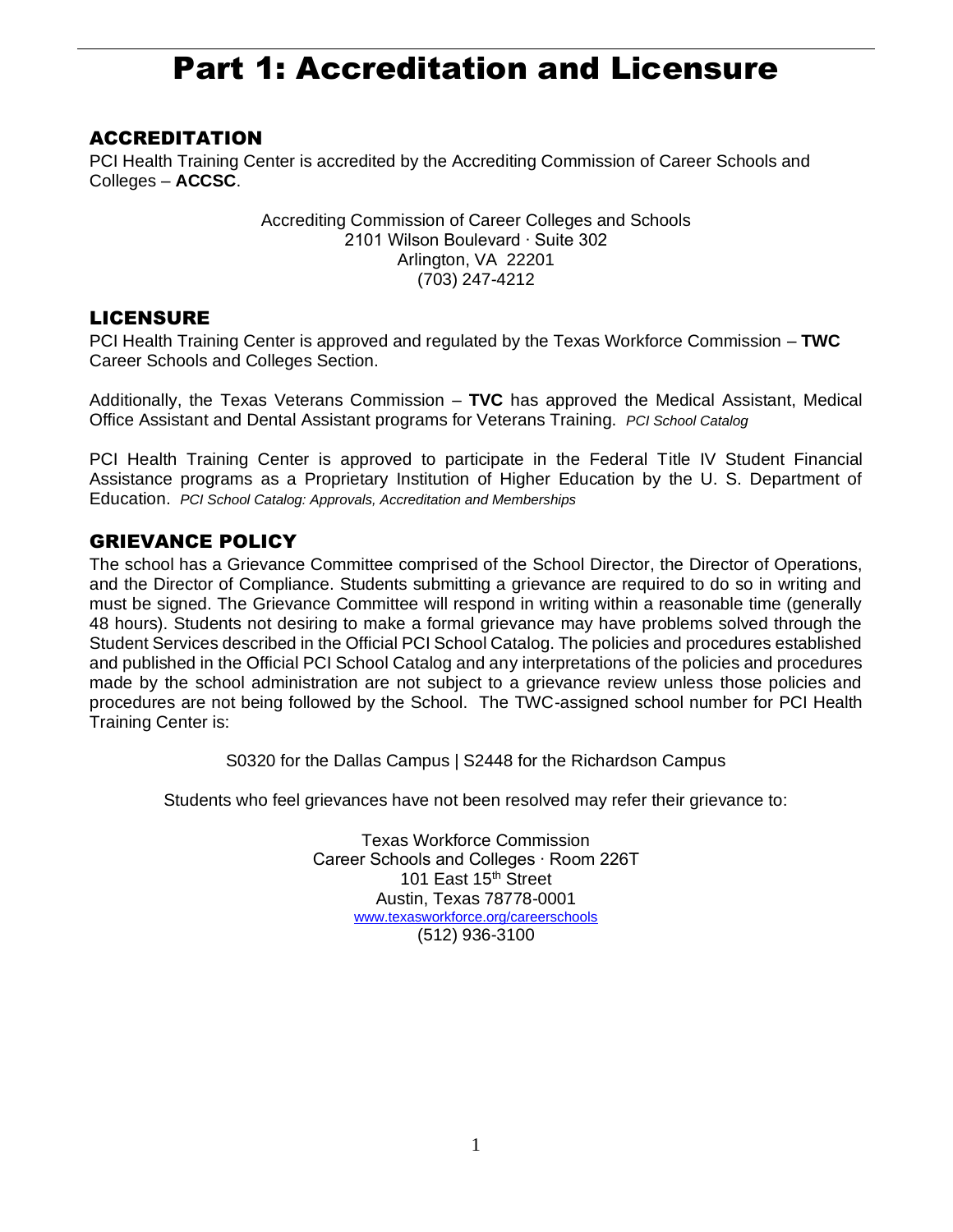# Part 1: Accreditation and Licensure

## ACCREDITATION

PCI Health Training Center is accredited by the Accrediting Commission of Career Schools and Colleges – **ACCSC**.

Accrediting Commission of Career Colleges and Schools
2101 Wilson Boulevard · Suite 302
Arlington, VA 22201
(703) 247-4212

## LICENSURE

PCI Health Training Center is approved and regulated by the Texas Workforce Commission – **TWC** Career Schools and Colleges Section.

Additionally, the Texas Veterans Commission – **TVC** has approved the Medical Assistant, Medical Office Assistant and Dental Assistant programs for Veterans Training. *PCI School Catalog*

PCI Health Training Center is approved to participate in the Federal Title IV Student Financial Assistance programs as a Proprietary Institution of Higher Education by the U. S. Department of Education. *PCI School Catalog: Approvals, Accreditation and Memberships*

## GRIEVANCE POLICY

The school has a Grievance Committee comprised of the School Director, the Director of Operations, and the Director of Compliance. Students submitting a grievance are required to do so in writing and must be signed. The Grievance Committee will respond in writing within a reasonable time (generally 48 hours). Students not desiring to make a formal grievance may have problems solved through the Student Services described in the Official PCI School Catalog. The policies and procedures established and published in the Official PCI School Catalog and any interpretations of the policies and procedures made by the school administration are not subject to a grievance review unless those policies and procedures are not being followed by the School. The TWC-assigned school number for PCI Health Training Center is:

S0320 for the Dallas Campus | S2448 for the Richardson Campus

Students who feel grievances have not been resolved may refer their grievance to:

Texas Workforce Commission
Career Schools and Colleges · Room 226T
101 East 15th Street
Austin, Texas 78778-0001
www.texasworkforce.org/careerschools
(512) 936-3100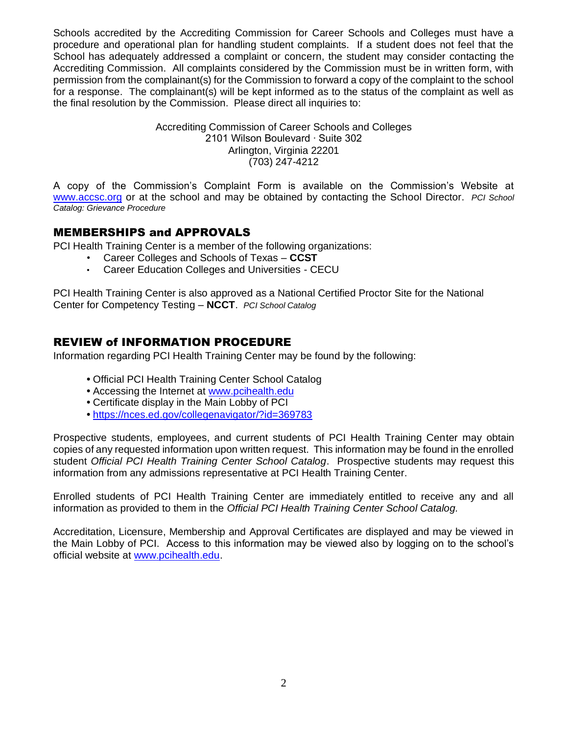Schools accredited by the Accrediting Commission for Career Schools and Colleges must have a procedure and operational plan for handling student complaints. If a student does not feel that the School has adequately addressed a complaint or concern, the student may consider contacting the Accrediting Commission. All complaints considered by the Commission must be in written form, with permission from the complainant(s) for the Commission to forward a copy of the complaint to the school for a response. The complainant(s) will be kept informed as to the status of the complaint as well as the final resolution by the Commission. Please direct all inquiries to:

Accrediting Commission of Career Schools and Colleges
2101 Wilson Boulevard · Suite 302
Arlington, Virginia 22201
(703) 247-4212

A copy of the Commission's Complaint Form is available on the Commission's Website at www.accsc.org or at the school and may be obtained by contacting the School Director. *PCI School Catalog: Grievance Procedure*

## MEMBERSHIPS and APPROVALS

PCI Health Training Center is a member of the following organizations:

- Career Colleges and Schools of Texas – **CCST**
- Career Education Colleges and Universities - CECU

PCI Health Training Center is also approved as a National Certified Proctor Site for the National Center for Competency Testing – **NCCT**. *PCI School Catalog*

## REVIEW of INFORMATION PROCEDURE

Information regarding PCI Health Training Center may be found by the following:

- Official PCI Health Training Center School Catalog
- Accessing the Internet at www.pcihealth.edu
- Certificate display in the Main Lobby of PCI
- https://nces.ed.gov/collegenavigator/?id=369783

Prospective students, employees, and current students of PCI Health Training Center may obtain copies of any requested information upon written request. This information may be found in the enrolled student *Official PCI Health Training Center School Catalog*. Prospective students may request this information from any admissions representative at PCI Health Training Center.

Enrolled students of PCI Health Training Center are immediately entitled to receive any and all information as provided to them in the *Official PCI Health Training Center School Catalog.*

Accreditation, Licensure, Membership and Approval Certificates are displayed and may be viewed in the Main Lobby of PCI. Access to this information may be viewed also by logging on to the school's official website at www.pcihealth.edu.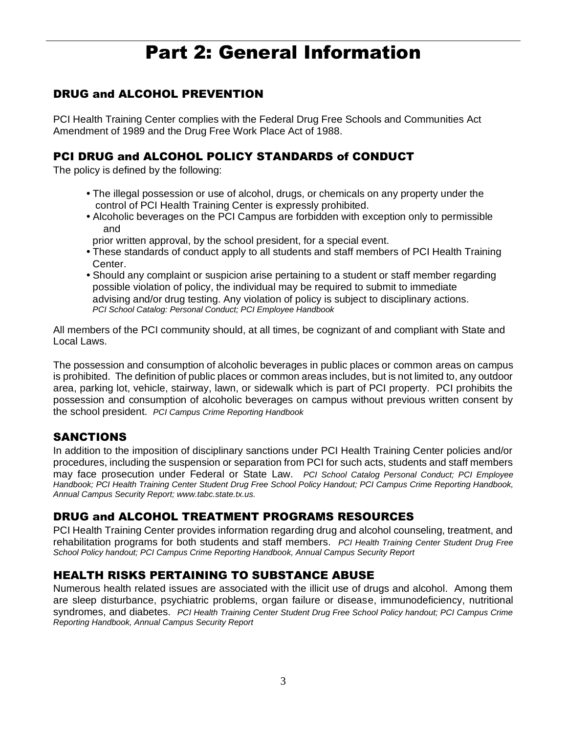# Part 2: General Information

## DRUG and ALCOHOL PREVENTION

PCI Health Training Center complies with the Federal Drug Free Schools and Communities Act Amendment of 1989 and the Drug Free Work Place Act of 1988.

## PCI DRUG and ALCOHOL POLICY STANDARDS of CONDUCT

The policy is defined by the following:

- The illegal possession or use of alcohol, drugs, or chemicals on any property under the control of PCI Health Training Center is expressly prohibited.
- Alcoholic beverages on the PCI Campus are forbidden with exception only to permissible and prior written approval, by the school president, for a special event.
- These standards of conduct apply to all students and staff members of PCI Health Training Center.
- Should any complaint or suspicion arise pertaining to a student or staff member regarding possible violation of policy, the individual may be required to submit to immediate advising and/or drug testing. Any violation of policy is subject to disciplinary actions. *PCI School Catalog: Personal Conduct; PCI Employee Handbook*

All members of the PCI community should, at all times, be cognizant of and compliant with State and Local Laws.

The possession and consumption of alcoholic beverages in public places or common areas on campus is prohibited. The definition of public places or common areas includes, but is not limited to, any outdoor area, parking lot, vehicle, stairway, lawn, or sidewalk which is part of PCI property. PCI prohibits the possession and consumption of alcoholic beverages on campus without previous written consent by the school president. *PCI Campus Crime Reporting Handbook*

## SANCTIONS

In addition to the imposition of disciplinary sanctions under PCI Health Training Center policies and/or procedures, including the suspension or separation from PCI for such acts, students and staff members may face prosecution under Federal or State Law. *PCI School Catalog Personal Conduct; PCI Employee Handbook; PCI Health Training Center Student Drug Free School Policy Handout; PCI Campus Crime Reporting Handbook, Annual Campus Security Report; www.tabc.state.tx.us.*

## DRUG and ALCOHOL TREATMENT PROGRAMS RESOURCES

PCI Health Training Center provides information regarding drug and alcohol counseling, treatment, and rehabilitation programs for both students and staff members. *PCI Health Training Center Student Drug Free School Policy handout; PCI Campus Crime Reporting Handbook, Annual Campus Security Report*

## HEALTH RISKS PERTAINING TO SUBSTANCE ABUSE

Numerous health related issues are associated with the illicit use of drugs and alcohol. Among them are sleep disturbance, psychiatric problems, organ failure or disease, immunodeficiency, nutritional syndromes, and diabetes. *PCI Health Training Center Student Drug Free School Policy handout; PCI Campus Crime Reporting Handbook, Annual Campus Security Report*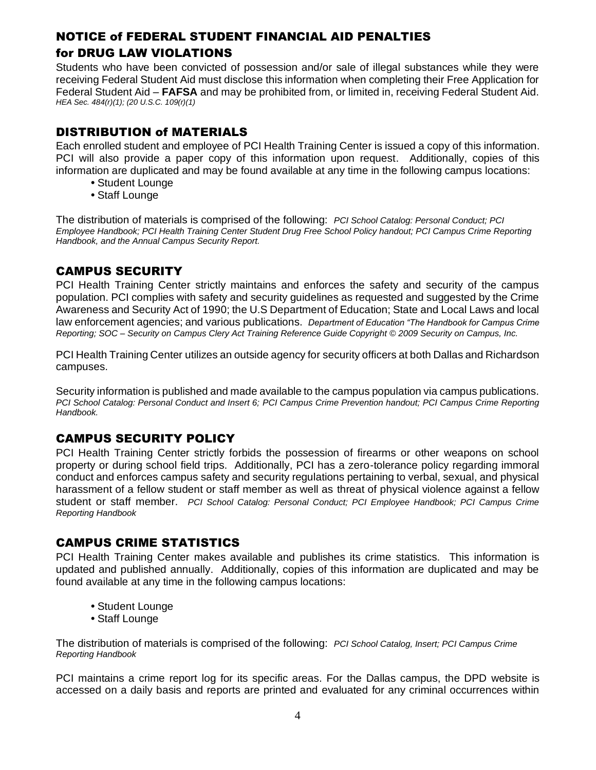## NOTICE of FEDERAL STUDENT FINANCIAL AID PENALTIES for DRUG LAW VIOLATIONS

Students who have been convicted of possession and/or sale of illegal substances while they were receiving Federal Student Aid must disclose this information when completing their Free Application for Federal Student Aid – **FAFSA** and may be prohibited from, or limited in, receiving Federal Student Aid. *HEA Sec. 484(r)(1); (20 U.S.C. 109(r)(1)*

## DISTRIBUTION of MATERIALS

Each enrolled student and employee of PCI Health Training Center is issued a copy of this information. PCI will also provide a paper copy of this information upon request. Additionally, copies of this information are duplicated and may be found available at any time in the following campus locations:

- Student Lounge
- Staff Lounge

The distribution of materials is comprised of the following: *PCI School Catalog: Personal Conduct; PCI Employee Handbook; PCI Health Training Center Student Drug Free School Policy handout; PCI Campus Crime Reporting Handbook, and the Annual Campus Security Report.*

## CAMPUS SECURITY

PCI Health Training Center strictly maintains and enforces the safety and security of the campus population. PCI complies with safety and security guidelines as requested and suggested by the Crime Awareness and Security Act of 1990; the U.S Department of Education; State and Local Laws and local law enforcement agencies; and various publications. *Department of Education "The Handbook for Campus Crime Reporting; SOC – Security on Campus Clery Act Training Reference Guide Copyright © 2009 Security on Campus, Inc.*

PCI Health Training Center utilizes an outside agency for security officers at both Dallas and Richardson campuses.

Security information is published and made available to the campus population via campus publications. *PCI School Catalog: Personal Conduct and Insert 6; PCI Campus Crime Prevention handout; PCI Campus Crime Reporting Handbook.*

## CAMPUS SECURITY POLICY

PCI Health Training Center strictly forbids the possession of firearms or other weapons on school property or during school field trips. Additionally, PCI has a zero-tolerance policy regarding immoral conduct and enforces campus safety and security regulations pertaining to verbal, sexual, and physical harassment of a fellow student or staff member as well as threat of physical violence against a fellow student or staff member. *PCI School Catalog: Personal Conduct; PCI Employee Handbook; PCI Campus Crime Reporting Handbook*

## CAMPUS CRIME STATISTICS

PCI Health Training Center makes available and publishes its crime statistics. This information is updated and published annually. Additionally, copies of this information are duplicated and may be found available at any time in the following campus locations:

- Student Lounge
- Staff Lounge

The distribution of materials is comprised of the following: *PCI School Catalog, Insert; PCI Campus Crime Reporting Handbook*

PCI maintains a crime report log for its specific areas. For the Dallas campus, the DPD website is accessed on a daily basis and reports are printed and evaluated for any criminal occurrences within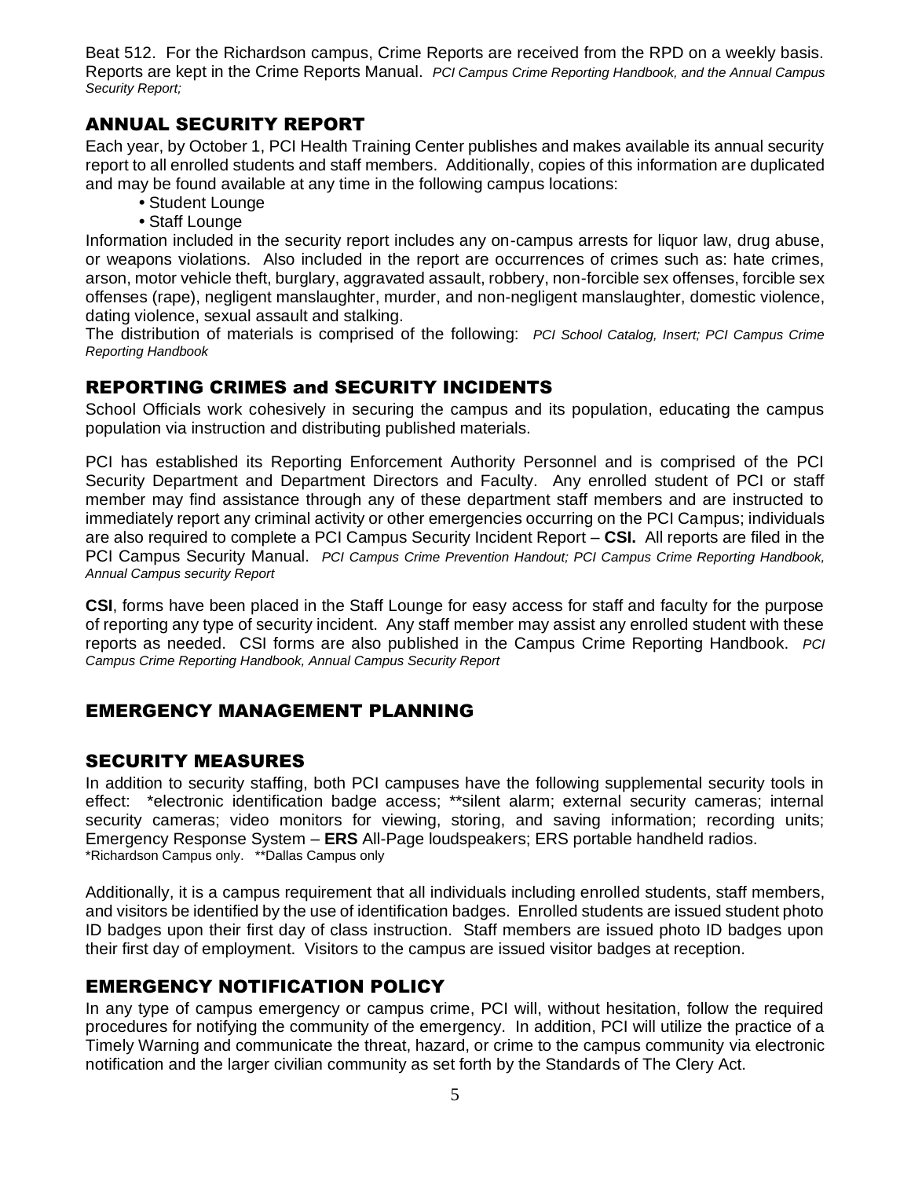Beat 512. For the Richardson campus, Crime Reports are received from the RPD on a weekly basis. Reports are kept in the Crime Reports Manual. *PCI Campus Crime Reporting Handbook, and the Annual Campus Security Report;*

## ANNUAL SECURITY REPORT

Each year, by October 1, PCI Health Training Center publishes and makes available its annual security report to all enrolled students and staff members. Additionally, copies of this information are duplicated and may be found available at any time in the following campus locations:

- Student Lounge
- Staff Lounge

Information included in the security report includes any on-campus arrests for liquor law, drug abuse, or weapons violations. Also included in the report are occurrences of crimes such as: hate crimes, arson, motor vehicle theft, burglary, aggravated assault, robbery, non-forcible sex offenses, forcible sex offenses (rape), negligent manslaughter, murder, and non-negligent manslaughter, domestic violence, dating violence, sexual assault and stalking.

The distribution of materials is comprised of the following: *PCI School Catalog, Insert; PCI Campus Crime Reporting Handbook*

## REPORTING CRIMES and SECURITY INCIDENTS

School Officials work cohesively in securing the campus and its population, educating the campus population via instruction and distributing published materials.

PCI has established its Reporting Enforcement Authority Personnel and is comprised of the PCI Security Department and Department Directors and Faculty. Any enrolled student of PCI or staff member may find assistance through any of these department staff members and are instructed to immediately report any criminal activity or other emergencies occurring on the PCI Campus; individuals are also required to complete a PCI Campus Security Incident Report – **CSI.** All reports are filed in the PCI Campus Security Manual. *PCI Campus Crime Prevention Handout; PCI Campus Crime Reporting Handbook, Annual Campus security Report*

**CSI**, forms have been placed in the Staff Lounge for easy access for staff and faculty for the purpose of reporting any type of security incident. Any staff member may assist any enrolled student with these reports as needed. CSI forms are also published in the Campus Crime Reporting Handbook. *PCI Campus Crime Reporting Handbook, Annual Campus Security Report*

## EMERGENCY MANAGEMENT PLANNING

## SECURITY MEASURES

In addition to security staffing, both PCI campuses have the following supplemental security tools in effect: *electronic identification badge access; **silent alarm; external security cameras; internal security cameras; video monitors for viewing, storing, and saving information; recording units; Emergency Response System – **ERS** All-Page loudspeakers; ERS portable handheld radios.
*Richardson Campus only. **Dallas Campus only

Additionally, it is a campus requirement that all individuals including enrolled students, staff members, and visitors be identified by the use of identification badges. Enrolled students are issued student photo ID badges upon their first day of class instruction. Staff members are issued photo ID badges upon their first day of employment. Visitors to the campus are issued visitor badges at reception.

## EMERGENCY NOTIFICATION POLICY

In any type of campus emergency or campus crime, PCI will, without hesitation, follow the required procedures for notifying the community of the emergency. In addition, PCI will utilize the practice of a Timely Warning and communicate the threat, hazard, or crime to the campus community via electronic notification and the larger civilian community as set forth by the Standards of The Clery Act.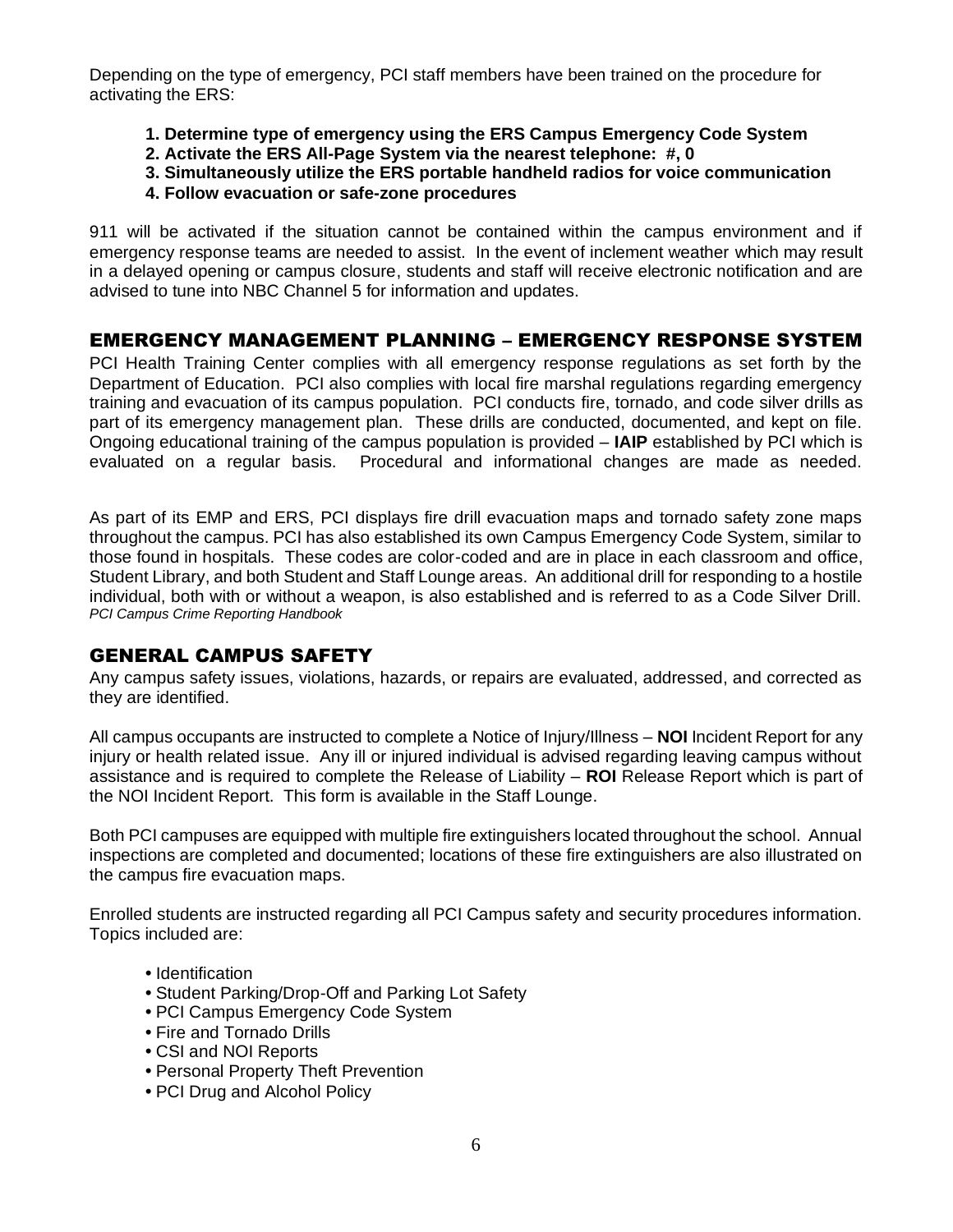Depending on the type of emergency, PCI staff members have been trained on the procedure for activating the ERS:

1. **Determine type of emergency using the ERS Campus Emergency Code System**
2. **Activate the ERS All-Page System via the nearest telephone: #, 0**
3. **Simultaneously utilize the ERS portable handheld radios for voice communication**
4. **Follow evacuation or safe-zone procedures**

911 will be activated if the situation cannot be contained within the campus environment and if emergency response teams are needed to assist. In the event of inclement weather which may result in a delayed opening or campus closure, students and staff will receive electronic notification and are advised to tune into NBC Channel 5 for information and updates.

## EMERGENCY MANAGEMENT PLANNING – EMERGENCY RESPONSE SYSTEM

PCI Health Training Center complies with all emergency response regulations as set forth by the Department of Education. PCI also complies with local fire marshal regulations regarding emergency training and evacuation of its campus population. PCI conducts fire, tornado, and code silver drills as part of its emergency management plan. These drills are conducted, documented, and kept on file. Ongoing educational training of the campus population is provided – **IAIP** established by PCI which is evaluated on a regular basis. Procedural and informational changes are made as needed.

As part of its EMP and ERS, PCI displays fire drill evacuation maps and tornado safety zone maps throughout the campus. PCI has also established its own Campus Emergency Code System, similar to those found in hospitals. These codes are color-coded and are in place in each classroom and office, Student Library, and both Student and Staff Lounge areas. An additional drill for responding to a hostile individual, both with or without a weapon, is also established and is referred to as a Code Silver Drill.
*PCI Campus Crime Reporting Handbook*

## GENERAL CAMPUS SAFETY

Any campus safety issues, violations, hazards, or repairs are evaluated, addressed, and corrected as they are identified.

All campus occupants are instructed to complete a Notice of Injury/Illness – **NOI** Incident Report for any injury or health related issue. Any ill or injured individual is advised regarding leaving campus without assistance and is required to complete the Release of Liability – **ROI** Release Report which is part of the NOI Incident Report. This form is available in the Staff Lounge.

Both PCI campuses are equipped with multiple fire extinguishers located throughout the school. Annual inspections are completed and documented; locations of these fire extinguishers are also illustrated on the campus fire evacuation maps.

Enrolled students are instructed regarding all PCI Campus safety and security procedures information. Topics included are:

- Identification
- Student Parking/Drop-Off and Parking Lot Safety
- PCI Campus Emergency Code System
- Fire and Tornado Drills
- CSI and NOI Reports
- Personal Property Theft Prevention
- PCI Drug and Alcohol Policy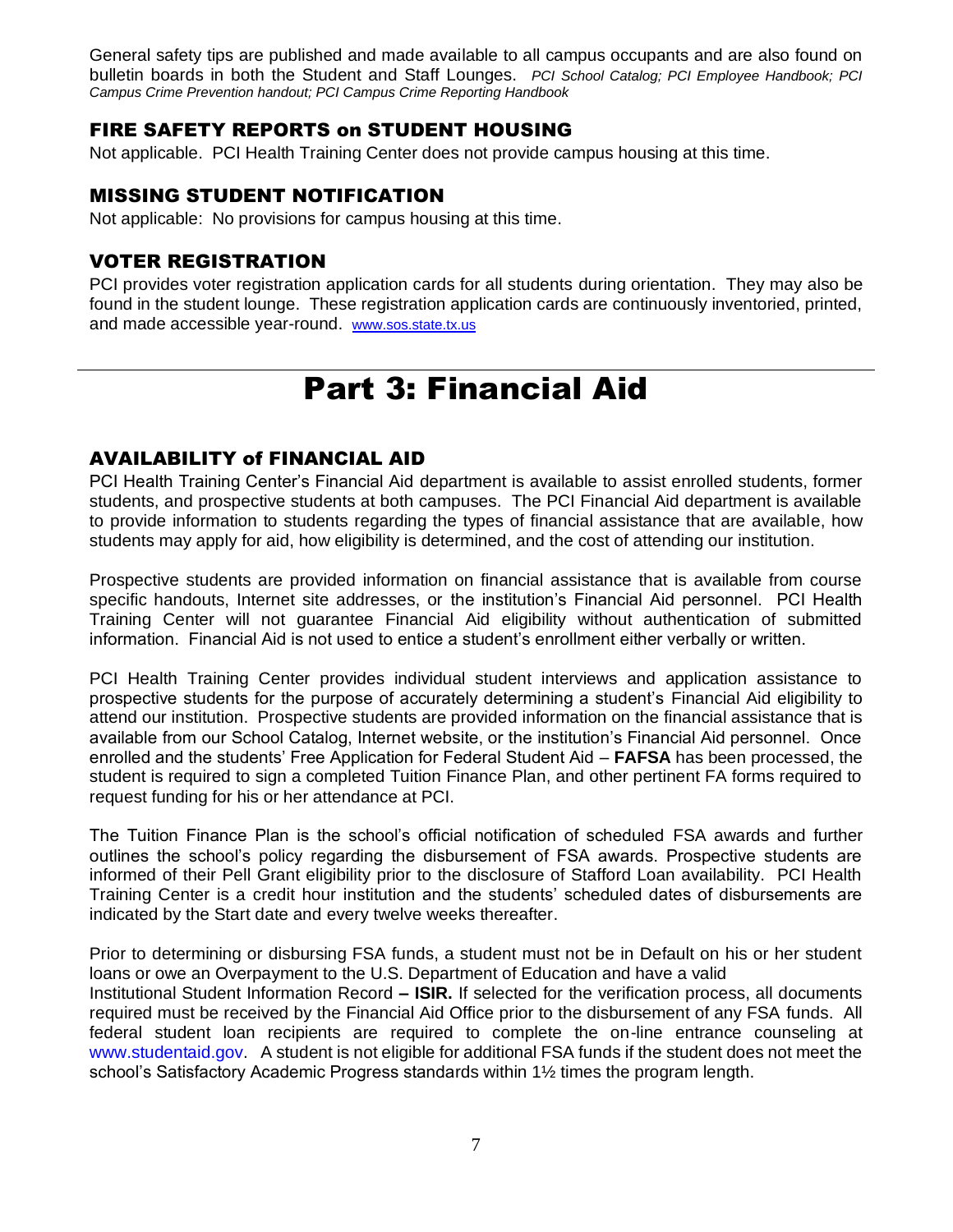General safety tips are published and made available to all campus occupants and are also found on bulletin boards in both the Student and Staff Lounges. *PCI School Catalog; PCI Employee Handbook; PCI Campus Crime Prevention handout; PCI Campus Crime Reporting Handbook*

### FIRE SAFETY REPORTS on STUDENT HOUSING

Not applicable. PCI Health Training Center does not provide campus housing at this time.

### MISSING STUDENT NOTIFICATION

Not applicable: No provisions for campus housing at this time.

### VOTER REGISTRATION

PCI provides voter registration application cards for all students during orientation. They may also be found in the student lounge. These registration application cards are continuously inventoried, printed, and made accessible year-round. www.sos.state.tx.us

# Part 3: Financial Aid

### AVAILABILITY of FINANCIAL AID

PCI Health Training Center's Financial Aid department is available to assist enrolled students, former students, and prospective students at both campuses. The PCI Financial Aid department is available to provide information to students regarding the types of financial assistance that are available, how students may apply for aid, how eligibility is determined, and the cost of attending our institution.

Prospective students are provided information on financial assistance that is available from course specific handouts, Internet site addresses, or the institution's Financial Aid personnel. PCI Health Training Center will not guarantee Financial Aid eligibility without authentication of submitted information. Financial Aid is not used to entice a student's enrollment either verbally or written.

PCI Health Training Center provides individual student interviews and application assistance to prospective students for the purpose of accurately determining a student's Financial Aid eligibility to attend our institution. Prospective students are provided information on the financial assistance that is available from our School Catalog, Internet website, or the institution's Financial Aid personnel. Once enrolled and the students' Free Application for Federal Student Aid – **FAFSA** has been processed, the student is required to sign a completed Tuition Finance Plan, and other pertinent FA forms required to request funding for his or her attendance at PCI.

The Tuition Finance Plan is the school's official notification of scheduled FSA awards and further outlines the school's policy regarding the disbursement of FSA awards. Prospective students are informed of their Pell Grant eligibility prior to the disclosure of Stafford Loan availability. PCI Health Training Center is a credit hour institution and the students' scheduled dates of disbursements are indicated by the Start date and every twelve weeks thereafter.

Prior to determining or disbursing FSA funds, a student must not be in Default on his or her student loans or owe an Overpayment to the U.S. Department of Education and have a valid Institutional Student Information Record **– ISIR.** If selected for the verification process, all documents required must be received by the Financial Aid Office prior to the disbursement of any FSA funds. All federal student loan recipients are required to complete the on-line entrance counseling at www.studentaid.gov. A student is not eligible for additional FSA funds if the student does not meet the school's Satisfactory Academic Progress standards within 1½ times the program length.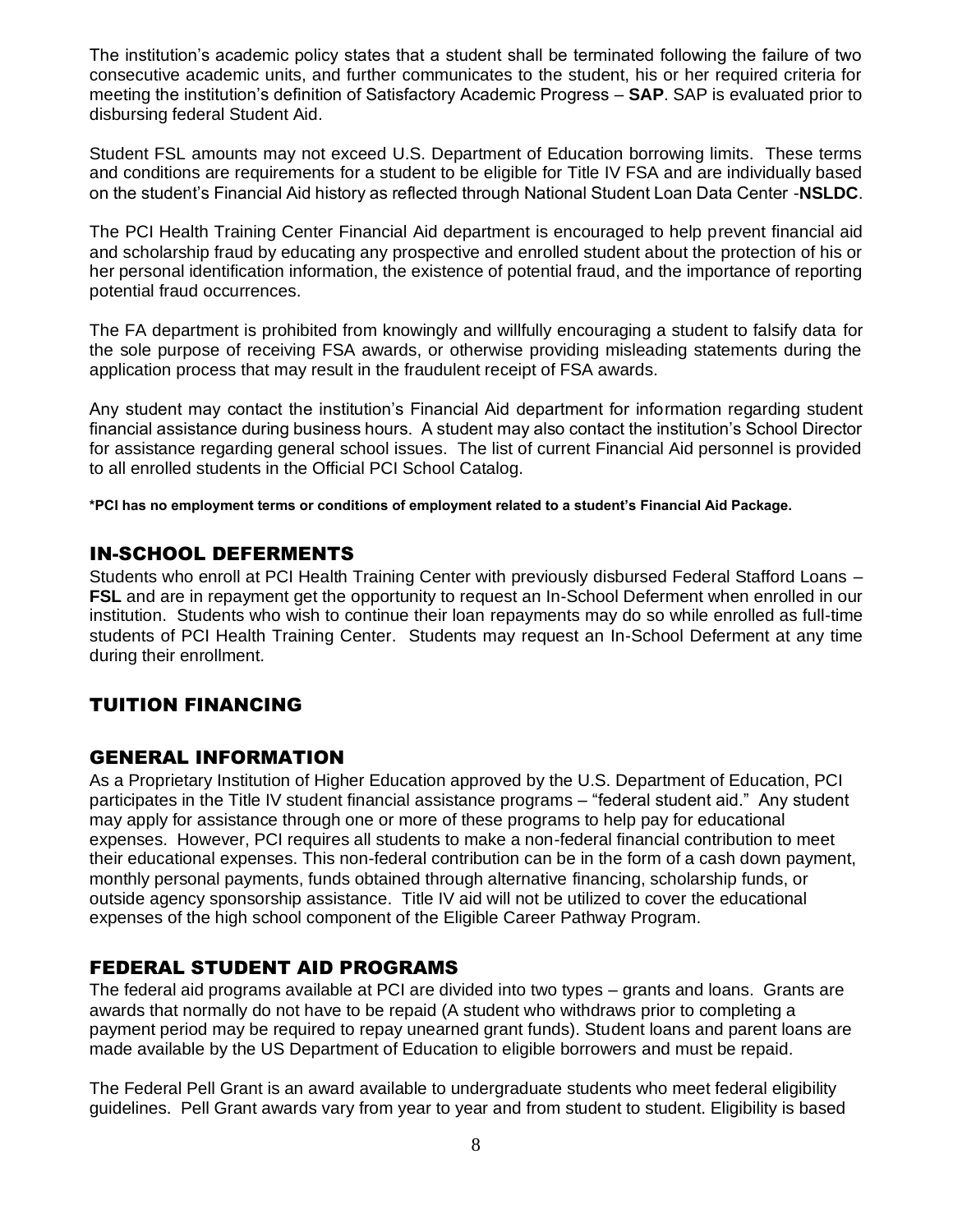The institution's academic policy states that a student shall be terminated following the failure of two consecutive academic units, and further communicates to the student, his or her required criteria for meeting the institution's definition of Satisfactory Academic Progress – **SAP**. SAP is evaluated prior to disbursing federal Student Aid.

Student FSL amounts may not exceed U.S. Department of Education borrowing limits. These terms and conditions are requirements for a student to be eligible for Title IV FSA and are individually based on the student's Financial Aid history as reflected through National Student Loan Data Center -**NSLDC**.

The PCI Health Training Center Financial Aid department is encouraged to help prevent financial aid and scholarship fraud by educating any prospective and enrolled student about the protection of his or her personal identification information, the existence of potential fraud, and the importance of reporting potential fraud occurrences.

The FA department is prohibited from knowingly and willfully encouraging a student to falsify data for the sole purpose of receiving FSA awards, or otherwise providing misleading statements during the application process that may result in the fraudulent receipt of FSA awards.

Any student may contact the institution's Financial Aid department for information regarding student financial assistance during business hours. A student may also contact the institution's School Director for assistance regarding general school issues. The list of current Financial Aid personnel is provided to all enrolled students in the Official PCI School Catalog.

**\*PCI has no employment terms or conditions of employment related to a student's Financial Aid Package.**

## IN-SCHOOL DEFERMENTS

Students who enroll at PCI Health Training Center with previously disbursed Federal Stafford Loans – **FSL** and are in repayment get the opportunity to request an In-School Deferment when enrolled in our institution. Students who wish to continue their loan repayments may do so while enrolled as full-time students of PCI Health Training Center. Students may request an In-School Deferment at any time during their enrollment.

# TUITION FINANCING

## GENERAL INFORMATION

As a Proprietary Institution of Higher Education approved by the U.S. Department of Education, PCI participates in the Title IV student financial assistance programs – "federal student aid." Any student may apply for assistance through one or more of these programs to help pay for educational expenses. However, PCI requires all students to make a non-federal financial contribution to meet their educational expenses. This non-federal contribution can be in the form of a cash down payment, monthly personal payments, funds obtained through alternative financing, scholarship funds, or outside agency sponsorship assistance. Title IV aid will not be utilized to cover the educational expenses of the high school component of the Eligible Career Pathway Program.

## FEDERAL STUDENT AID PROGRAMS

The federal aid programs available at PCI are divided into two types – grants and loans. Grants are awards that normally do not have to be repaid (A student who withdraws prior to completing a payment period may be required to repay unearned grant funds). Student loans and parent loans are made available by the US Department of Education to eligible borrowers and must be repaid.

The Federal Pell Grant is an award available to undergraduate students who meet federal eligibility guidelines. Pell Grant awards vary from year to year and from student to student. Eligibility is based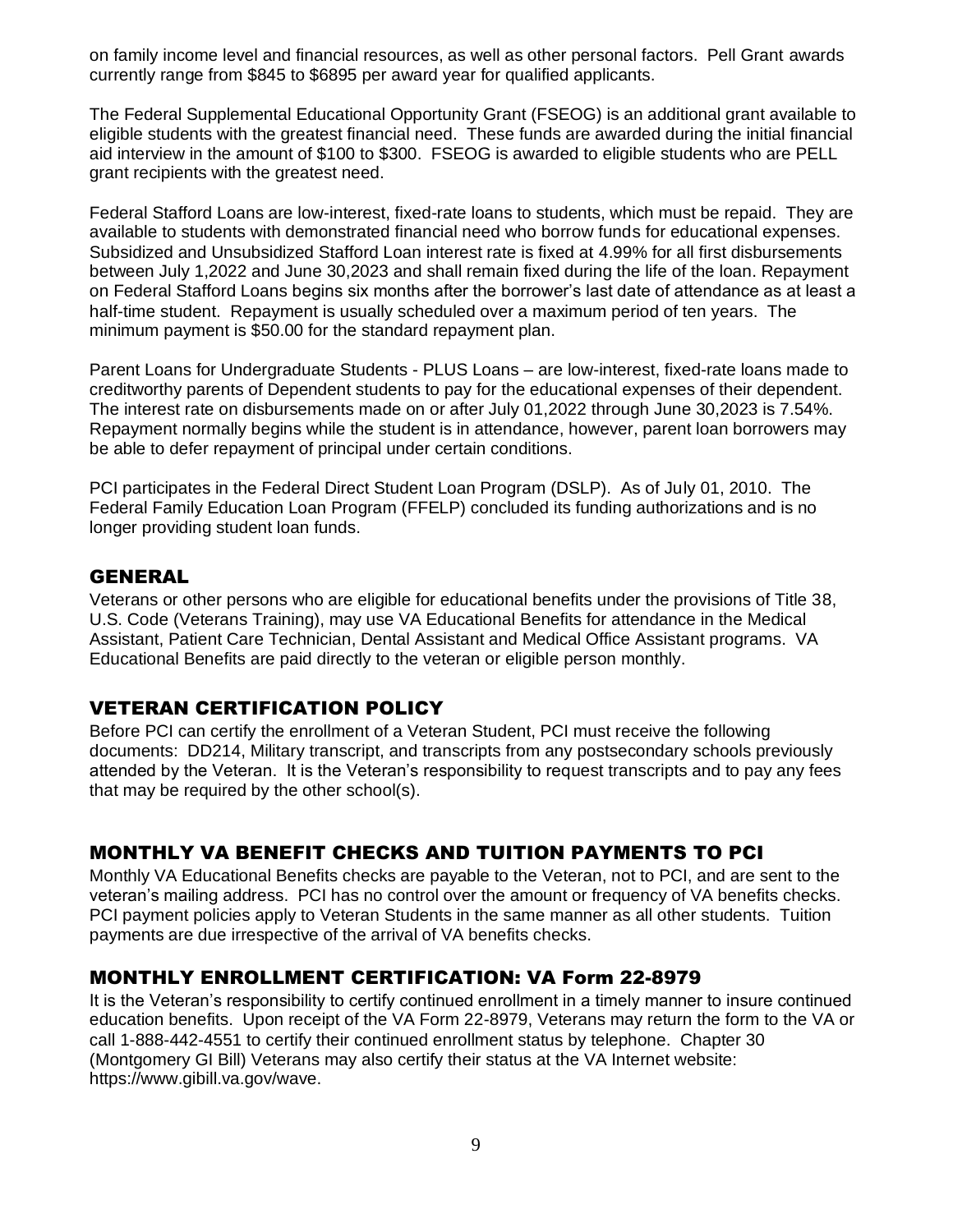on family income level and financial resources, as well as other personal factors. Pell Grant awards currently range from $845 to $6895 per award year for qualified applicants.

The Federal Supplemental Educational Opportunity Grant (FSEOG) is an additional grant available to eligible students with the greatest financial need. These funds are awarded during the initial financial aid interview in the amount of $100 to $300. FSEOG is awarded to eligible students who are PELL grant recipients with the greatest need.

Federal Stafford Loans are low-interest, fixed-rate loans to students, which must be repaid. They are available to students with demonstrated financial need who borrow funds for educational expenses. Subsidized and Unsubsidized Stafford Loan interest rate is fixed at 4.99% for all first disbursements between July 1,2022 and June 30,2023 and shall remain fixed during the life of the loan. Repayment on Federal Stafford Loans begins six months after the borrower's last date of attendance as at least a half-time student. Repayment is usually scheduled over a maximum period of ten years. The minimum payment is $50.00 for the standard repayment plan.

Parent Loans for Undergraduate Students - PLUS Loans – are low-interest, fixed-rate loans made to creditworthy parents of Dependent students to pay for the educational expenses of their dependent. The interest rate on disbursements made on or after July 01,2022 through June 30,2023 is 7.54%. Repayment normally begins while the student is in attendance, however, parent loan borrowers may be able to defer repayment of principal under certain conditions.

PCI participates in the Federal Direct Student Loan Program (DSLP). As of July 01, 2010. The Federal Family Education Loan Program (FFELP) concluded its funding authorizations and is no longer providing student loan funds.

## GENERAL

Veterans or other persons who are eligible for educational benefits under the provisions of Title 38, U.S. Code (Veterans Training), may use VA Educational Benefits for attendance in the Medical Assistant, Patient Care Technician, Dental Assistant and Medical Office Assistant programs. VA Educational Benefits are paid directly to the veteran or eligible person monthly.

## VETERAN CERTIFICATION POLICY

Before PCI can certify the enrollment of a Veteran Student, PCI must receive the following documents: DD214, Military transcript, and transcripts from any postsecondary schools previously attended by the Veteran. It is the Veteran's responsibility to request transcripts and to pay any fees that may be required by the other school(s).

## MONTHLY VA BENEFIT CHECKS AND TUITION PAYMENTS TO PCI

Monthly VA Educational Benefits checks are payable to the Veteran, not to PCI, and are sent to the veteran's mailing address. PCI has no control over the amount or frequency of VA benefits checks. PCI payment policies apply to Veteran Students in the same manner as all other students. Tuition payments are due irrespective of the arrival of VA benefits checks.

## MONTHLY ENROLLMENT CERTIFICATION: VA Form 22-8979

It is the Veteran's responsibility to certify continued enrollment in a timely manner to insure continued education benefits. Upon receipt of the VA Form 22-8979, Veterans may return the form to the VA or call 1-888-442-4551 to certify their continued enrollment status by telephone. Chapter 30 (Montgomery GI Bill) Veterans may also certify their status at the VA Internet website: https://www.gibill.va.gov/wave.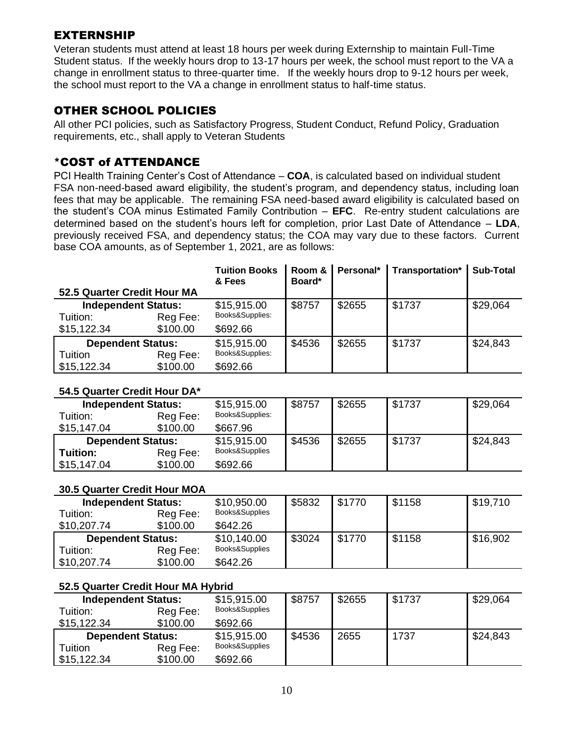## EXTERNSHIP

Veteran students must attend at least 18 hours per week during Externship to maintain Full-Time Student status. If the weekly hours drop to 13-17 hours per week, the school must report to the VA a change in enrollment status to three-quarter time. If the weekly hours drop to 9-12 hours per week, the school must report to the VA a change in enrollment status to half-time status.

## OTHER SCHOOL POLICIES

All other PCI policies, such as Satisfactory Progress, Student Conduct, Refund Policy, Graduation requirements, etc., shall apply to Veteran Students

## *COST of ATTENDANCE

PCI Health Training Center's Cost of Attendance – **COA**, is calculated based on individual student FSA non-need-based award eligibility, the student's program, and dependency status, including loan fees that may be applicable. The remaining FSA need-based award eligibility is calculated based on the student's COA minus Estimated Family Contribution – **EFC**. Re-entry student calculations are determined based on the student's hours left for completion, prior Last Date of Attendance – **LDA**, previously received FSA, and dependency status; the COA may vary due to these factors. Current base COA amounts, as of September 1, 2021, are as follows:

| **52.5 Quarter Credit Hour MA** | | **Tuition Books & Fees** | **Room & Board*** | **Personal*** | **Transportation*** | **Sub-Total** |
|---|---|---|---|---|---|---|
| **Independent Status:** | | $15,915.00 | $8757 | $2655 | $1737 | $29,064 |
| Tuition: $15,122.34 | Reg Fee: $100.00 | Books&Supplies: $692.66 | | | | |
| **Dependent Status:** | | $15,915.00 | $4536 | $2655 | $1737 | $24,843 |
| Tuition $15,122.34 | Reg Fee: $100.00 | Books&Supplies: $692.66 | | | | |
| **54.5 Quarter Credit Hour DA*** | | | | | | |
| **Independent Status:** | | $15,915.00 | $8757 | $2655 | $1737 | $29,064 |
| Tuition: $15,147.04 | Reg Fee: $100.00 | Books&Supplies: $667.96 | | | | |
| **Dependent Status:** | | $15,915.00 | $4536 | $2655 | $1737 | $24,843 |
| **Tuition:** $15,147.04 | Reg Fee: $100.00 | Books&Supplies $692.66 | | | | |
| **30.5 Quarter Credit Hour MOA** | | | | | | |
| **Independent Status:** | | $10,950.00 | $5832 | $1770 | $1158 | $19,710 |
| Tuition: $10,207.74 | Reg Fee: $100.00 | Books&Supplies $642.26 | | | | |
| **Dependent Status:** | | $10,140.00 | $3024 | $1770 | $1158 | $16,902 |
| Tuition: $10,207.74 | Reg Fee: $100.00 | Books&Supplies $642.26 | | | | |
| **52.5 Quarter Credit Hour MA Hybrid** | | | | | | |
| **Independent Status:** | | $15,915.00 | $8757 | $2655 | $1737 | $29,064 |
| Tuition: $15,122.34 | Reg Fee: $100.00 | Books&Supplies $692.66 | | | | |
| **Dependent Status:** | | $15,915.00 | $4536 | 2655 | 1737 | $24,843 |
| Tuition $15,122.34 | Reg Fee: $100.00 | Books&Supplies $692.66 | | | | |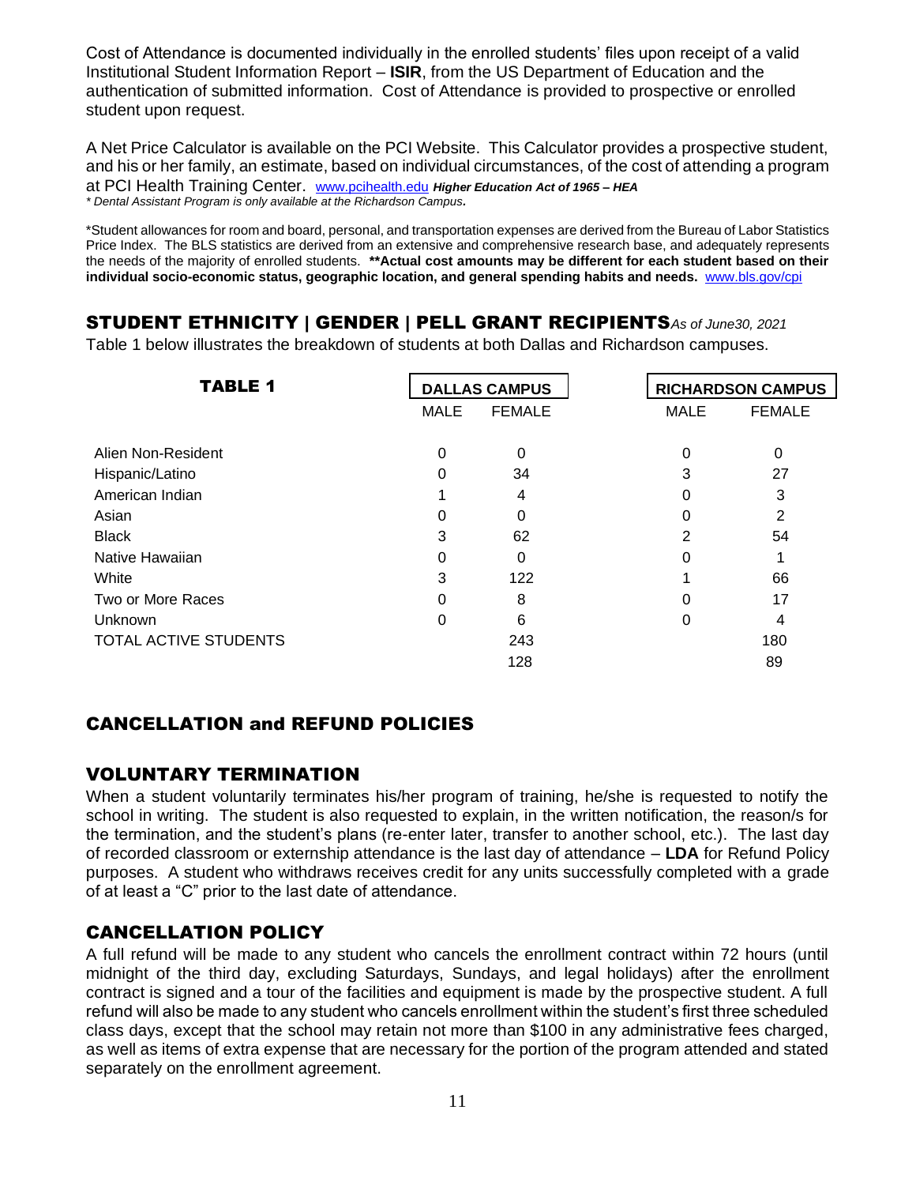Cost of Attendance is documented individually in the enrolled students' files upon receipt of a valid Institutional Student Information Report – **ISIR**, from the US Department of Education and the authentication of submitted information. Cost of Attendance is provided to prospective or enrolled student upon request.

A Net Price Calculator is available on the PCI Website. This Calculator provides a prospective student, and his or her family, an estimate, based on individual circumstances, of the cost of attending a program at PCI Health Training Center. www.pcihealth.edu ***Higher Education Act of 1965 – HEA***

*\* Dental Assistant Program is only available at the Richardson Campus.*

\*Student allowances for room and board, personal, and transportation expenses are derived from the Bureau of Labor Statistics Price Index. The BLS statistics are derived from an extensive and comprehensive research base, and adequately represents the needs of the majority of enrolled students. **\*\*Actual cost amounts may be different for each student based on their individual socio-economic status, geographic location, and general spending habits and needs.** www.bls.gov/cpi

## STUDENT ETHNICITY | GENDER | PELL GRANT RECIPIENTS *As of June30, 2021*

Table 1 below illustrates the breakdown of students at both Dallas and Richardson campuses.

| TABLE 1 | DALLAS CAMPUS | | RICHARDSON CAMPUS | |
|---|---|---|---|---|
| | MALE | FEMALE | MALE | FEMALE |
| Alien Non-Resident | 0 | 0 | 0 | 0 |
| Hispanic/Latino | 0 | 34 | 3 | 27 |
| American Indian | 1 | 4 | 0 | 3 |
| Asian | 0 | 0 | 0 | 2 |
| Black | 3 | 62 | 2 | 54 |
| Native Hawaiian | 0 | 0 | 0 | 1 |
| White | 3 | 122 | 1 | 66 |
| Two or More Races | 0 | 8 | 0 | 17 |
| Unknown | 0 | 6 | 0 | 4 |
| TOTAL ACTIVE STUDENTS | | 243 | | 180 |
| | | 128 | | 89 |

## CANCELLATION and REFUND POLICIES

### VOLUNTARY TERMINATION

When a student voluntarily terminates his/her program of training, he/she is requested to notify the school in writing. The student is also requested to explain, in the written notification, the reason/s for the termination, and the student's plans (re-enter later, transfer to another school, etc.). The last day of recorded classroom or externship attendance is the last day of attendance – **LDA** for Refund Policy purposes. A student who withdraws receives credit for any units successfully completed with a grade of at least a "C" prior to the last date of attendance.

### CANCELLATION POLICY

A full refund will be made to any student who cancels the enrollment contract within 72 hours (until midnight of the third day, excluding Saturdays, Sundays, and legal holidays) after the enrollment contract is signed and a tour of the facilities and equipment is made by the prospective student. A full refund will also be made to any student who cancels enrollment within the student's first three scheduled class days, except that the school may retain not more than $100 in any administrative fees charged, as well as items of extra expense that are necessary for the portion of the program attended and stated separately on the enrollment agreement.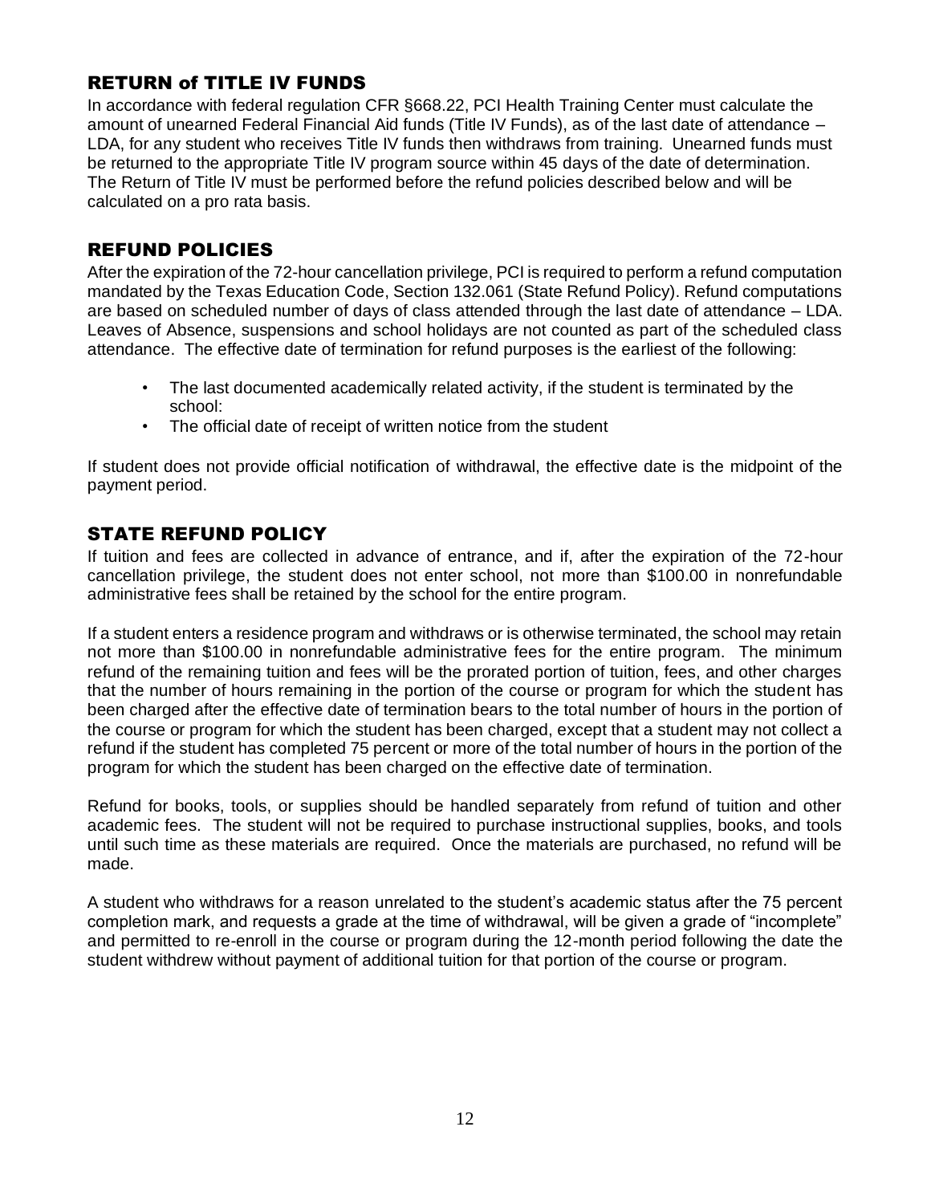## RETURN of TITLE IV FUNDS

In accordance with federal regulation CFR §668.22, PCI Health Training Center must calculate the amount of unearned Federal Financial Aid funds (Title IV Funds), as of the last date of attendance – LDA, for any student who receives Title IV funds then withdraws from training. Unearned funds must be returned to the appropriate Title IV program source within 45 days of the date of determination. The Return of Title IV must be performed before the refund policies described below and will be calculated on a pro rata basis.

## REFUND POLICIES

After the expiration of the 72-hour cancellation privilege, PCI is required to perform a refund computation mandated by the Texas Education Code, Section 132.061 (State Refund Policy). Refund computations are based on scheduled number of days of class attended through the last date of attendance – LDA. Leaves of Absence, suspensions and school holidays are not counted as part of the scheduled class attendance. The effective date of termination for refund purposes is the earliest of the following:

- The last documented academically related activity, if the student is terminated by the school:
- The official date of receipt of written notice from the student

If student does not provide official notification of withdrawal, the effective date is the midpoint of the payment period.

## STATE REFUND POLICY

If tuition and fees are collected in advance of entrance, and if, after the expiration of the 72-hour cancellation privilege, the student does not enter school, not more than $100.00 in nonrefundable administrative fees shall be retained by the school for the entire program.

If a student enters a residence program and withdraws or is otherwise terminated, the school may retain not more than $100.00 in nonrefundable administrative fees for the entire program. The minimum refund of the remaining tuition and fees will be the prorated portion of tuition, fees, and other charges that the number of hours remaining in the portion of the course or program for which the student has been charged after the effective date of termination bears to the total number of hours in the portion of the course or program for which the student has been charged, except that a student may not collect a refund if the student has completed 75 percent or more of the total number of hours in the portion of the program for which the student has been charged on the effective date of termination.

Refund for books, tools, or supplies should be handled separately from refund of tuition and other academic fees. The student will not be required to purchase instructional supplies, books, and tools until such time as these materials are required. Once the materials are purchased, no refund will be made.

A student who withdraws for a reason unrelated to the student's academic status after the 75 percent completion mark, and requests a grade at the time of withdrawal, will be given a grade of "incomplete" and permitted to re-enroll in the course or program during the 12-month period following the date the student withdrew without payment of additional tuition for that portion of the course or program.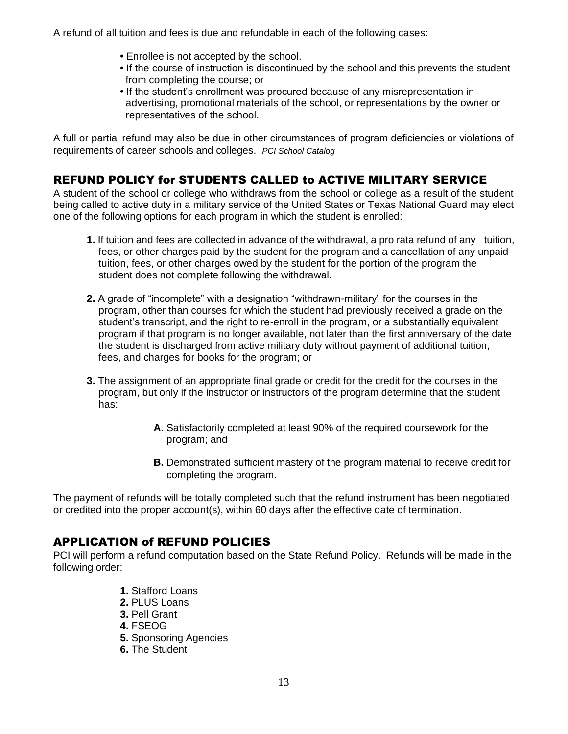A refund of all tuition and fees is due and refundable in each of the following cases:

- Enrollee is not accepted by the school.
- If the course of instruction is discontinued by the school and this prevents the student from completing the course; or
- If the student's enrollment was procured because of any misrepresentation in advertising, promotional materials of the school, or representations by the owner or representatives of the school.

A full or partial refund may also be due in other circumstances of program deficiencies or violations of requirements of career schools and colleges. *PCI School Catalog*

## REFUND POLICY for STUDENTS CALLED to ACTIVE MILITARY SERVICE

A student of the school or college who withdraws from the school or college as a result of the student being called to active duty in a military service of the United States or Texas National Guard may elect one of the following options for each program in which the student is enrolled:

**1.** If tuition and fees are collected in advance of the withdrawal, a pro rata refund of any tuition, fees, or other charges paid by the student for the program and a cancellation of any unpaid tuition, fees, or other charges owed by the student for the portion of the program the student does not complete following the withdrawal.

**2.** A grade of "incomplete" with a designation "withdrawn-military" for the courses in the program, other than courses for which the student had previously received a grade on the student's transcript, and the right to re-enroll in the program, or a substantially equivalent program if that program is no longer available, not later than the first anniversary of the date the student is discharged from active military duty without payment of additional tuition, fees, and charges for books for the program; or

**3.** The assignment of an appropriate final grade or credit for the credit for the courses in the program, but only if the instructor or instructors of the program determine that the student has:

> **A.** Satisfactorily completed at least 90% of the required coursework for the program; and
>
> **B.** Demonstrated sufficient mastery of the program material to receive credit for completing the program.

The payment of refunds will be totally completed such that the refund instrument has been negotiated or credited into the proper account(s), within 60 days after the effective date of termination.

## APPLICATION of REFUND POLICIES

PCI will perform a refund computation based on the State Refund Policy. Refunds will be made in the following order:

**1.** Stafford Loans
**2.** PLUS Loans
**3.** Pell Grant
**4.** FSEOG
**5.** Sponsoring Agencies
**6.** The Student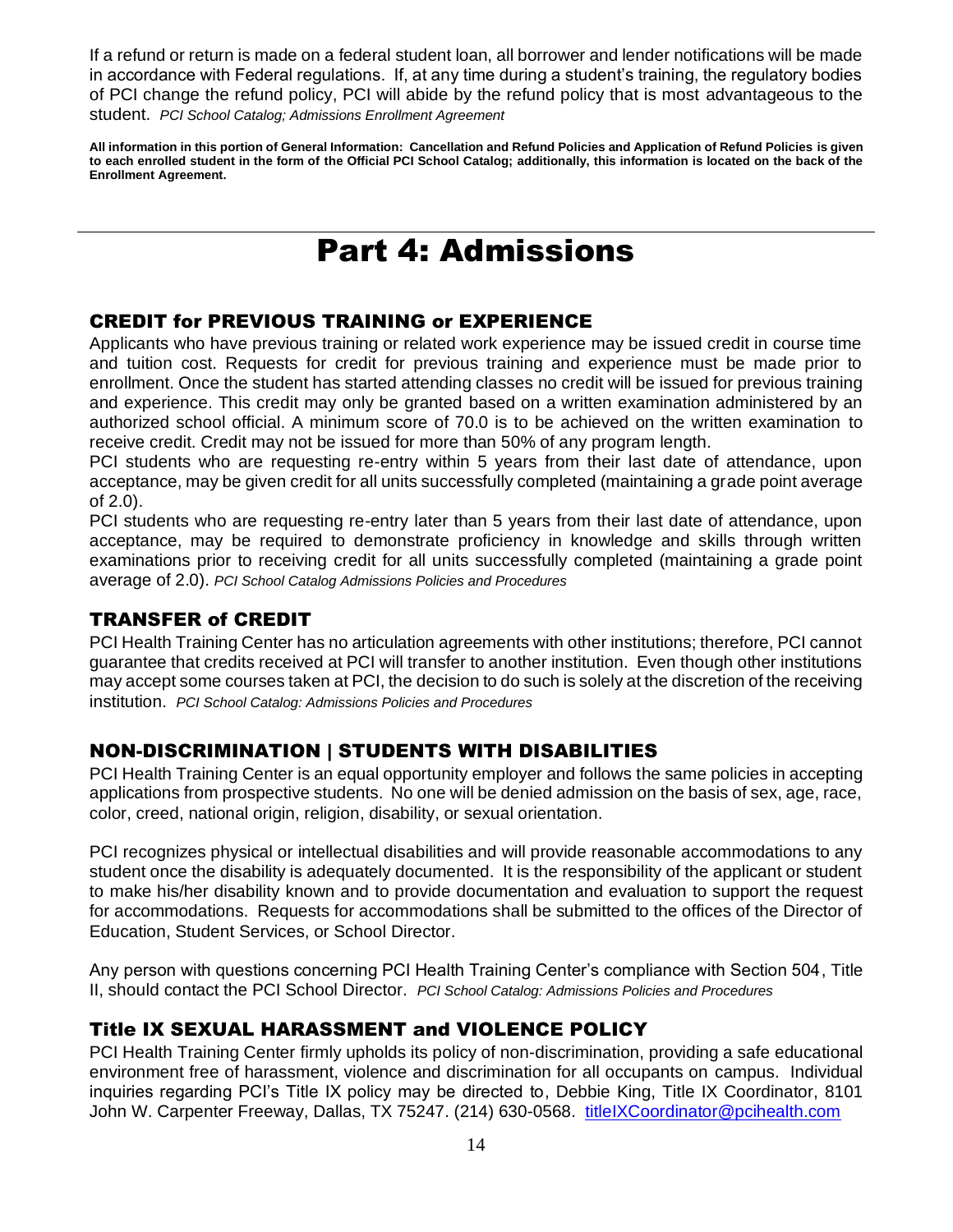If a refund or return is made on a federal student loan, all borrower and lender notifications will be made in accordance with Federal regulations. If, at any time during a student's training, the regulatory bodies of PCI change the refund policy, PCI will abide by the refund policy that is most advantageous to the student. *PCI School Catalog; Admissions Enrollment Agreement*

**All information in this portion of General Information: Cancellation and Refund Policies and Application of Refund Policies is given to each enrolled student in the form of the Official PCI School Catalog; additionally, this information is located on the back of the Enrollment Agreement.**

# Part 4: Admissions

## CREDIT for PREVIOUS TRAINING or EXPERIENCE

Applicants who have previous training or related work experience may be issued credit in course time and tuition cost. Requests for credit for previous training and experience must be made prior to enrollment. Once the student has started attending classes no credit will be issued for previous training and experience. This credit may only be granted based on a written examination administered by an authorized school official. A minimum score of 70.0 is to be achieved on the written examination to receive credit. Credit may not be issued for more than 50% of any program length.

PCI students who are requesting re-entry within 5 years from their last date of attendance, upon acceptance, may be given credit for all units successfully completed (maintaining a grade point average of 2.0).

PCI students who are requesting re-entry later than 5 years from their last date of attendance, upon acceptance, may be required to demonstrate proficiency in knowledge and skills through written examinations prior to receiving credit for all units successfully completed (maintaining a grade point average of 2.0). *PCI School Catalog Admissions Policies and Procedures*

## TRANSFER of CREDIT

PCI Health Training Center has no articulation agreements with other institutions; therefore, PCI cannot guarantee that credits received at PCI will transfer to another institution. Even though other institutions may accept some courses taken at PCI, the decision to do such is solely at the discretion of the receiving institution. *PCI School Catalog: Admissions Policies and Procedures*

## NON-DISCRIMINATION | STUDENTS WITH DISABILITIES

PCI Health Training Center is an equal opportunity employer and follows the same policies in accepting applications from prospective students. No one will be denied admission on the basis of sex, age, race, color, creed, national origin, religion, disability, or sexual orientation.

PCI recognizes physical or intellectual disabilities and will provide reasonable accommodations to any student once the disability is adequately documented. It is the responsibility of the applicant or student to make his/her disability known and to provide documentation and evaluation to support the request for accommodations. Requests for accommodations shall be submitted to the offices of the Director of Education, Student Services, or School Director.

Any person with questions concerning PCI Health Training Center's compliance with Section 504, Title II, should contact the PCI School Director. *PCI School Catalog: Admissions Policies and Procedures*

## Title IX SEXUAL HARASSMENT and VIOLENCE POLICY

PCI Health Training Center firmly upholds its policy of non-discrimination, providing a safe educational environment free of harassment, violence and discrimination for all occupants on campus. Individual inquiries regarding PCI's Title IX policy may be directed to, Debbie King, Title IX Coordinator, 8101 John W. Carpenter Freeway, Dallas, TX 75247. (214) 630-0568. titleIXCoordinator@pcihealth.com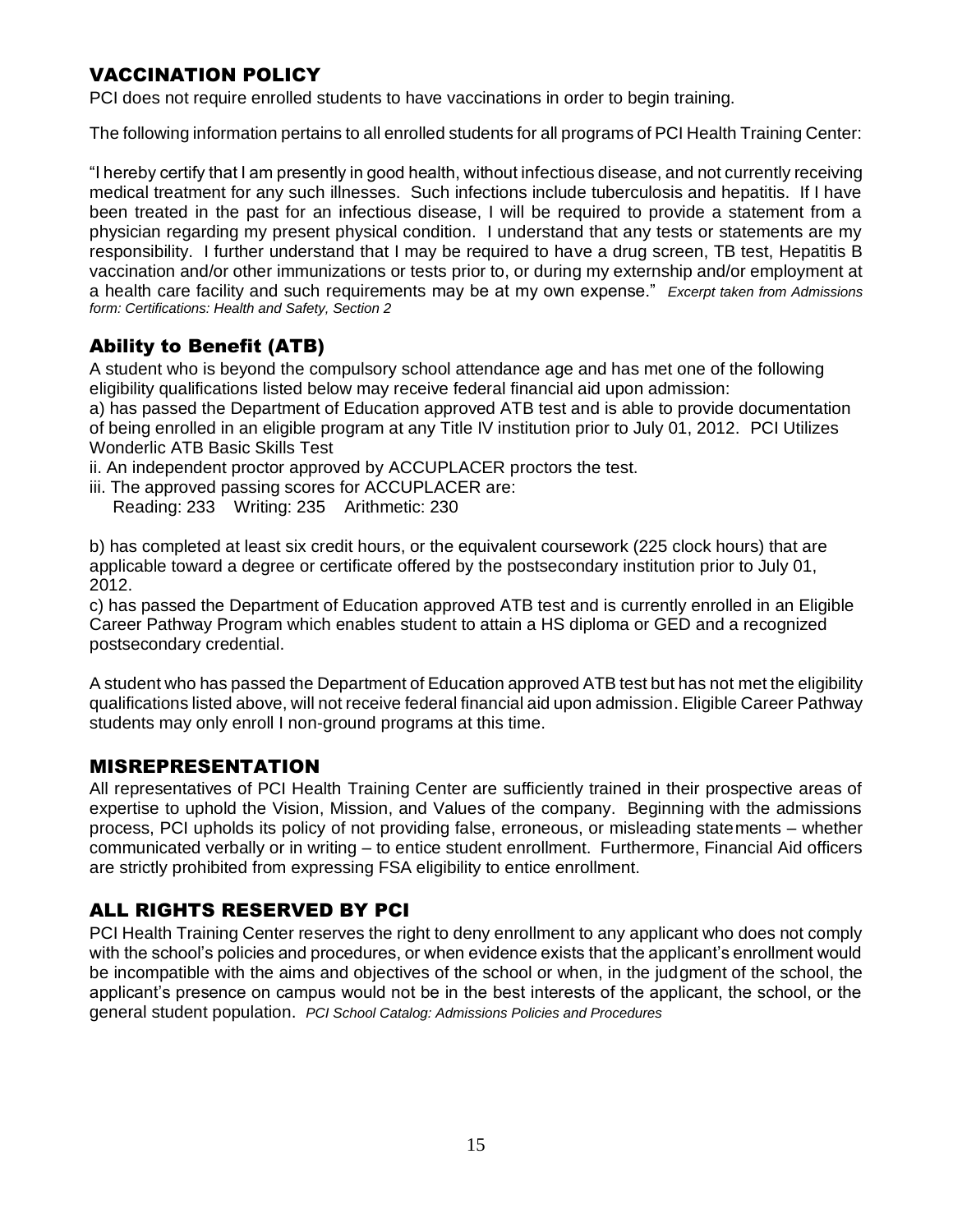## VACCINATION POLICY

PCI does not require enrolled students to have vaccinations in order to begin training.

The following information pertains to all enrolled students for all programs of PCI Health Training Center:

"I hereby certify that I am presently in good health, without infectious disease, and not currently receiving medical treatment for any such illnesses. Such infections include tuberculosis and hepatitis. If I have been treated in the past for an infectious disease, I will be required to provide a statement from a physician regarding my present physical condition. I understand that any tests or statements are my responsibility. I further understand that I may be required to have a drug screen, TB test, Hepatitis B vaccination and/or other immunizations or tests prior to, or during my externship and/or employment at a health care facility and such requirements may be at my own expense." *Excerpt taken from Admissions form: Certifications: Health and Safety, Section 2*

## Ability to Benefit (ATB)

A student who is beyond the compulsory school attendance age and has met one of the following eligibility qualifications listed below may receive federal financial aid upon admission:

a) has passed the Department of Education approved ATB test and is able to provide documentation of being enrolled in an eligible program at any Title IV institution prior to July 01, 2012. PCI Utilizes Wonderlic ATB Basic Skills Test

ii. An independent proctor approved by ACCUPLACER proctors the test.

iii. The approved passing scores for ACCUPLACER are:
Reading: 233 Writing: 235 Arithmetic: 230

b) has completed at least six credit hours, or the equivalent coursework (225 clock hours) that are applicable toward a degree or certificate offered by the postsecondary institution prior to July 01, 2012.

c) has passed the Department of Education approved ATB test and is currently enrolled in an Eligible Career Pathway Program which enables student to attain a HS diploma or GED and a recognized postsecondary credential.

A student who has passed the Department of Education approved ATB test but has not met the eligibility qualifications listed above, will not receive federal financial aid upon admission. Eligible Career Pathway students may only enroll I non-ground programs at this time.

## MISREPRESENTATION

All representatives of PCI Health Training Center are sufficiently trained in their prospective areas of expertise to uphold the Vision, Mission, and Values of the company. Beginning with the admissions process, PCI upholds its policy of not providing false, erroneous, or misleading statements – whether communicated verbally or in writing – to entice student enrollment. Furthermore, Financial Aid officers are strictly prohibited from expressing FSA eligibility to entice enrollment.

## ALL RIGHTS RESERVED BY PCI

PCI Health Training Center reserves the right to deny enrollment to any applicant who does not comply with the school's policies and procedures, or when evidence exists that the applicant's enrollment would be incompatible with the aims and objectives of the school or when, in the judgment of the school, the applicant's presence on campus would not be in the best interests of the applicant, the school, or the general student population. *PCI School Catalog: Admissions Policies and Procedures*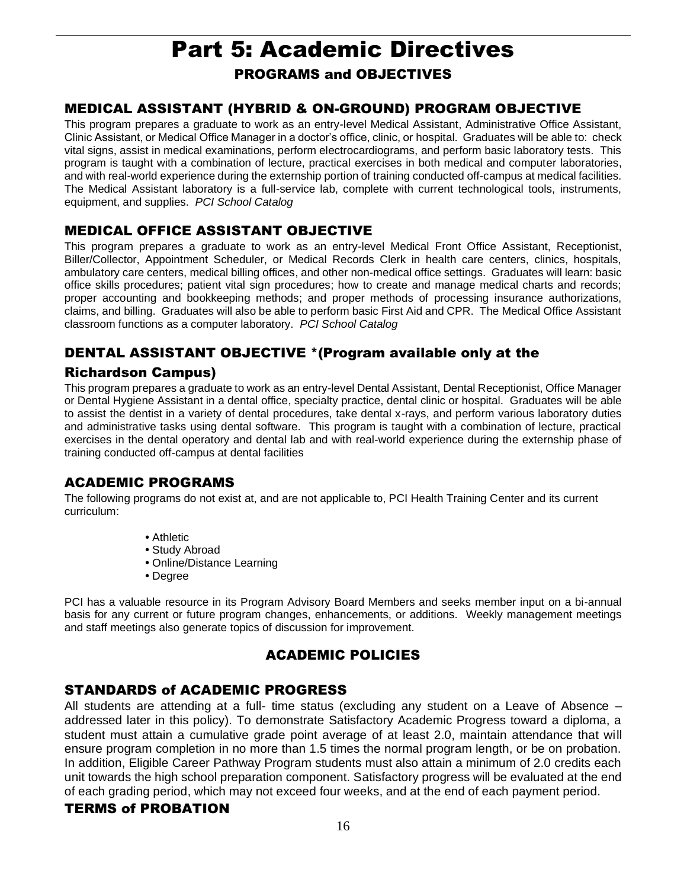# Part 5: Academic Directives

## PROGRAMS and OBJECTIVES

### MEDICAL ASSISTANT (HYBRID & ON-GROUND) PROGRAM OBJECTIVE

This program prepares a graduate to work as an entry-level Medical Assistant, Administrative Office Assistant, Clinic Assistant, or Medical Office Manager in a doctor's office, clinic, or hospital. Graduates will be able to: check vital signs, assist in medical examinations, perform electrocardiograms, and perform basic laboratory tests. This program is taught with a combination of lecture, practical exercises in both medical and computer laboratories, and with real-world experience during the externship portion of training conducted off-campus at medical facilities. The Medical Assistant laboratory is a full-service lab, complete with current technological tools, instruments, equipment, and supplies. *PCI School Catalog*

### MEDICAL OFFICE ASSISTANT OBJECTIVE

This program prepares a graduate to work as an entry-level Medical Front Office Assistant, Receptionist, Biller/Collector, Appointment Scheduler, or Medical Records Clerk in health care centers, clinics, hospitals, ambulatory care centers, medical billing offices, and other non-medical office settings. Graduates will learn: basic office skills procedures; patient vital sign procedures; how to create and manage medical charts and records; proper accounting and bookkeeping methods; and proper methods of processing insurance authorizations, claims, and billing. Graduates will also be able to perform basic First Aid and CPR. The Medical Office Assistant classroom functions as a computer laboratory. *PCI School Catalog*

### DENTAL ASSISTANT OBJECTIVE *(Program available only at the Richardson Campus)

This program prepares a graduate to work as an entry-level Dental Assistant, Dental Receptionist, Office Manager or Dental Hygiene Assistant in a dental office, specialty practice, dental clinic or hospital. Graduates will be able to assist the dentist in a variety of dental procedures, take dental x-rays, and perform various laboratory duties and administrative tasks using dental software. This program is taught with a combination of lecture, practical exercises in the dental operatory and dental lab and with real-world experience during the externship phase of training conducted off-campus at dental facilities

### ACADEMIC PROGRAMS

The following programs do not exist at, and are not applicable to, PCI Health Training Center and its current curriculum:

- Athletic
- Study Abroad
- Online/Distance Learning
- Degree

PCI has a valuable resource in its Program Advisory Board Members and seeks member input on a bi-annual basis for any current or future program changes, enhancements, or additions. Weekly management meetings and staff meetings also generate topics of discussion for improvement.

## ACADEMIC POLICIES

### STANDARDS of ACADEMIC PROGRESS

All students are attending at a full- time status (excluding any student on a Leave of Absence – addressed later in this policy). To demonstrate Satisfactory Academic Progress toward a diploma, a student must attain a cumulative grade point average of at least 2.0, maintain attendance that will ensure program completion in no more than 1.5 times the normal program length, or be on probation. In addition, Eligible Career Pathway Program students must also attain a minimum of 2.0 credits each unit towards the high school preparation component. Satisfactory progress will be evaluated at the end of each grading period, which may not exceed four weeks, and at the end of each payment period.

### TERMS of PROBATION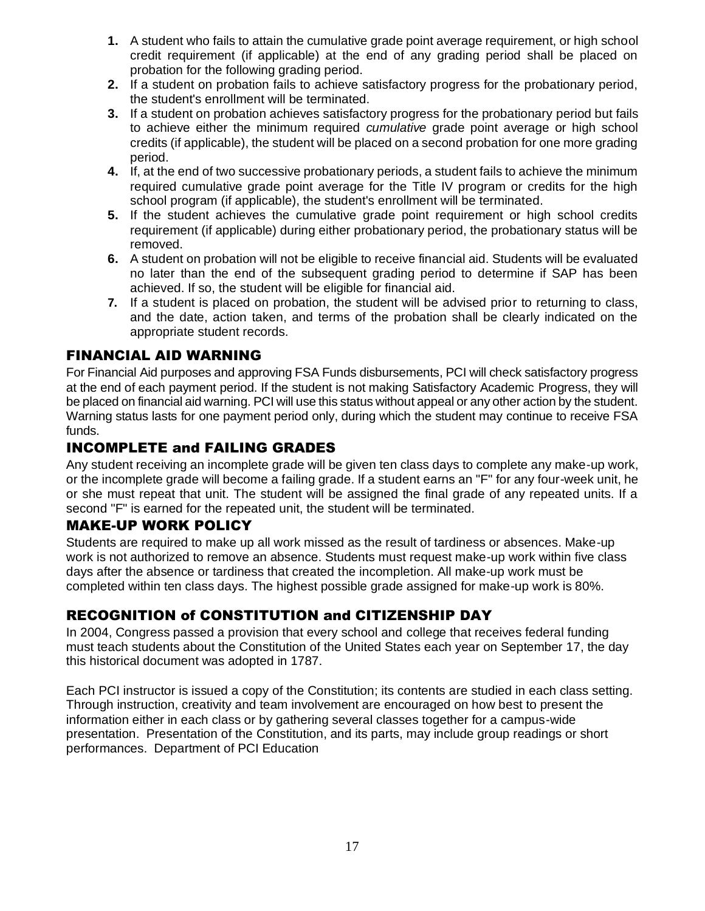1. A student who fails to attain the cumulative grade point average requirement, or high school credit requirement (if applicable) at the end of any grading period shall be placed on probation for the following grading period.
2. If a student on probation fails to achieve satisfactory progress for the probationary period, the student's enrollment will be terminated.
3. If a student on probation achieves satisfactory progress for the probationary period but fails to achieve either the minimum required *cumulative* grade point average or high school credits (if applicable), the student will be placed on a second probation for one more grading period.
4. If, at the end of two successive probationary periods, a student fails to achieve the minimum required cumulative grade point average for the Title IV program or credits for the high school program (if applicable), the student's enrollment will be terminated.
5. If the student achieves the cumulative grade point requirement or high school credits requirement (if applicable) during either probationary period, the probationary status will be removed.
6. A student on probation will not be eligible to receive financial aid. Students will be evaluated no later than the end of the subsequent grading period to determine if SAP has been achieved. If so, the student will be eligible for financial aid.
7. If a student is placed on probation, the student will be advised prior to returning to class, and the date, action taken, and terms of the probation shall be clearly indicated on the appropriate student records.

## FINANCIAL AID WARNING

For Financial Aid purposes and approving FSA Funds disbursements, PCI will check satisfactory progress at the end of each payment period. If the student is not making Satisfactory Academic Progress, they will be placed on financial aid warning. PCI will use this status without appeal or any other action by the student. Warning status lasts for one payment period only, during which the student may continue to receive FSA funds.

## INCOMPLETE and FAILING GRADES

Any student receiving an incomplete grade will be given ten class days to complete any make-up work, or the incomplete grade will become a failing grade. If a student earns an "F" for any four-week unit, he or she must repeat that unit. The student will be assigned the final grade of any repeated units. If a second "F" is earned for the repeated unit, the student will be terminated.

## MAKE-UP WORK POLICY

Students are required to make up all work missed as the result of tardiness or absences. Make-up work is not authorized to remove an absence. Students must request make-up work within five class days after the absence or tardiness that created the incompletion. All make-up work must be completed within ten class days. The highest possible grade assigned for make-up work is 80%.

## RECOGNITION of CONSTITUTION and CITIZENSHIP DAY

In 2004, Congress passed a provision that every school and college that receives federal funding must teach students about the Constitution of the United States each year on September 17, the day this historical document was adopted in 1787.

Each PCI instructor is issued a copy of the Constitution; its contents are studied in each class setting. Through instruction, creativity and team involvement are encouraged on how best to present the information either in each class or by gathering several classes together for a campus-wide presentation. Presentation of the Constitution, and its parts, may include group readings or short performances. Department of PCI Education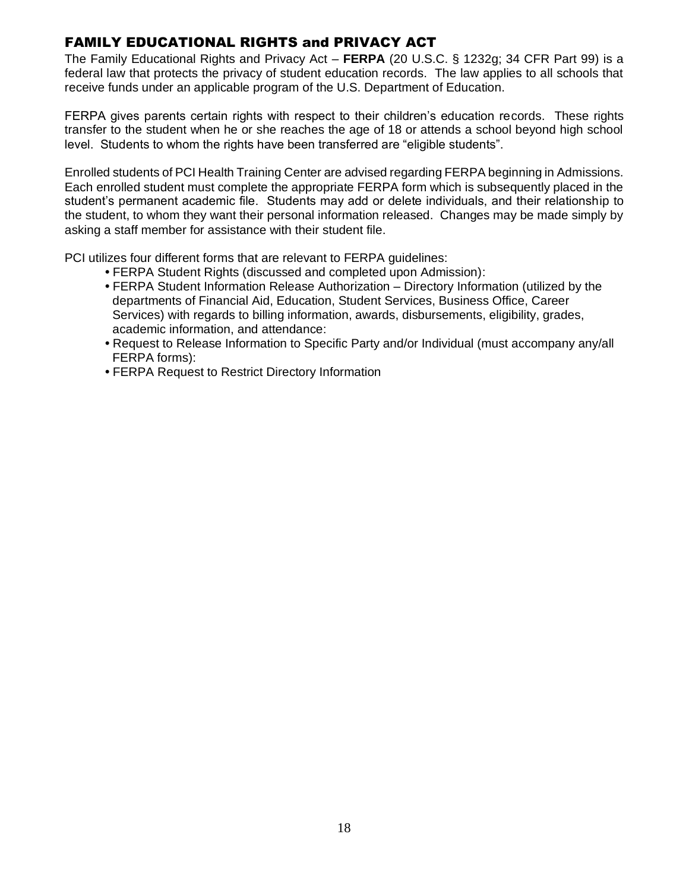## FAMILY EDUCATIONAL RIGHTS and PRIVACY ACT

The Family Educational Rights and Privacy Act – **FERPA** (20 U.S.C. § 1232g; 34 CFR Part 99) is a federal law that protects the privacy of student education records. The law applies to all schools that receive funds under an applicable program of the U.S. Department of Education.

FERPA gives parents certain rights with respect to their children's education records. These rights transfer to the student when he or she reaches the age of 18 or attends a school beyond high school level. Students to whom the rights have been transferred are "eligible students".

Enrolled students of PCI Health Training Center are advised regarding FERPA beginning in Admissions. Each enrolled student must complete the appropriate FERPA form which is subsequently placed in the student's permanent academic file. Students may add or delete individuals, and their relationship to the student, to whom they want their personal information released. Changes may be made simply by asking a staff member for assistance with their student file.

PCI utilizes four different forms that are relevant to FERPA guidelines:

- FERPA Student Rights (discussed and completed upon Admission):
- FERPA Student Information Release Authorization – Directory Information (utilized by the departments of Financial Aid, Education, Student Services, Business Office, Career Services) with regards to billing information, awards, disbursements, eligibility, grades, academic information, and attendance:
- Request to Release Information to Specific Party and/or Individual (must accompany any/all FERPA forms):
- FERPA Request to Restrict Directory Information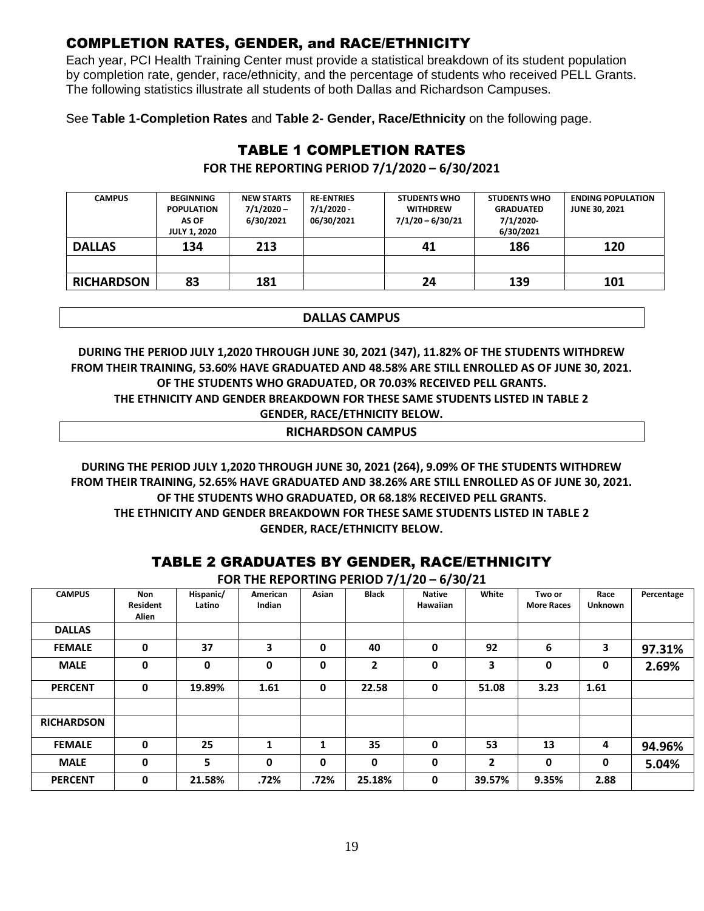## COMPLETION RATES, GENDER, and RACE/ETHNICITY

Each year, PCI Health Training Center must provide a statistical breakdown of its student population by completion rate, gender, race/ethnicity, and the percentage of students who received PELL Grants. The following statistics illustrate all students of both Dallas and Richardson Campuses.

See **Table 1-Completion Rates** and **Table 2- Gender, Race/Ethnicity** on the following page.

## TABLE 1 COMPLETION RATES

**FOR THE REPORTING PERIOD 7/1/2020 – 6/30/2021**

| CAMPUS | BEGINNING POPULATION AS OF JULY 1, 2020 | NEW STARTS 7/1/2020 – 6/30/2021 | RE-ENTRIES 7/1/2020 - 06/30/2021 | STUDENTS WHO WITHDREW 7/1/20 – 6/30/21 | STUDENTS WHO GRADUATED 7/1/2020- 6/30/2021 | ENDING POPULATION JUNE 30, 2021 |
|---|---|---|---|---|---|---|
| DALLAS | 134 | 213 | | 41 | 186 | 120 |
| | | | | | | |
| RICHARDSON | 83 | 181 | | 24 | 139 | 101 |

**DALLAS CAMPUS**

**DURING THE PERIOD JULY 1,2020 THROUGH JUNE 30, 2021 (347), 11.82% OF THE STUDENTS WITHDREW FROM THEIR TRAINING, 53.60% HAVE GRADUATED AND 48.58% ARE STILL ENROLLED AS OF JUNE 30, 2021. OF THE STUDENTS WHO GRADUATED, OR 70.03% RECEIVED PELL GRANTS. THE ETHNICITY AND GENDER BREAKDOWN FOR THESE SAME STUDENTS LISTED IN TABLE 2 GENDER, RACE/ETHNICITY BELOW.**

**RICHARDSON CAMPUS**

**DURING THE PERIOD JULY 1,2020 THROUGH JUNE 30, 2021 (264), 9.09% OF THE STUDENTS WITHDREW FROM THEIR TRAINING, 52.65% HAVE GRADUATED AND 38.26% ARE STILL ENROLLED AS OF JUNE 30, 2021. OF THE STUDENTS WHO GRADUATED, OR 68.18% RECEIVED PELL GRANTS. THE ETHNICITY AND GENDER BREAKDOWN FOR THESE SAME STUDENTS LISTED IN TABLE 2 GENDER, RACE/ETHNICITY BELOW.**

## TABLE 2 GRADUATES BY GENDER, RACE/ETHNICITY

**FOR THE REPORTING PERIOD 7/1/20 – 6/30/21**

| CAMPUS | Non Resident Alien | Hispanic/ Latino | American Indian | Asian | Black | Native Hawaiian | White | Two or More Races | Race Unknown | Percentage |
|---|---|---|---|---|---|---|---|---|---|---|
| **DALLAS** | | | | | | | | | | |
| **FEMALE** | 0 | 37 | 3 | 0 | 40 | 0 | 92 | 6 | 3 | 97.31% |
| **MALE** | 0 | 0 | 0 | 0 | 2 | 0 | 3 | 0 | 0 | 2.69% |
| **PERCENT** | 0 | 19.89% | 1.61 | 0 | 22.58 | 0 | 51.08 | 3.23 | 1.61 | |
| | | | | | | | | | | |
| **RICHARDSON** | | | | | | | | | | |
| **FEMALE** | 0 | 25 | 1 | 1 | 35 | 0 | 53 | 13 | 4 | 94.96% |
| **MALE** | 0 | 5 | 0 | 0 | 0 | 0 | 2 | 0 | 0 | 5.04% |
| **PERCENT** | 0 | 21.58% | .72% | .72% | 25.18% | 0 | 39.57% | 9.35% | 2.88 | |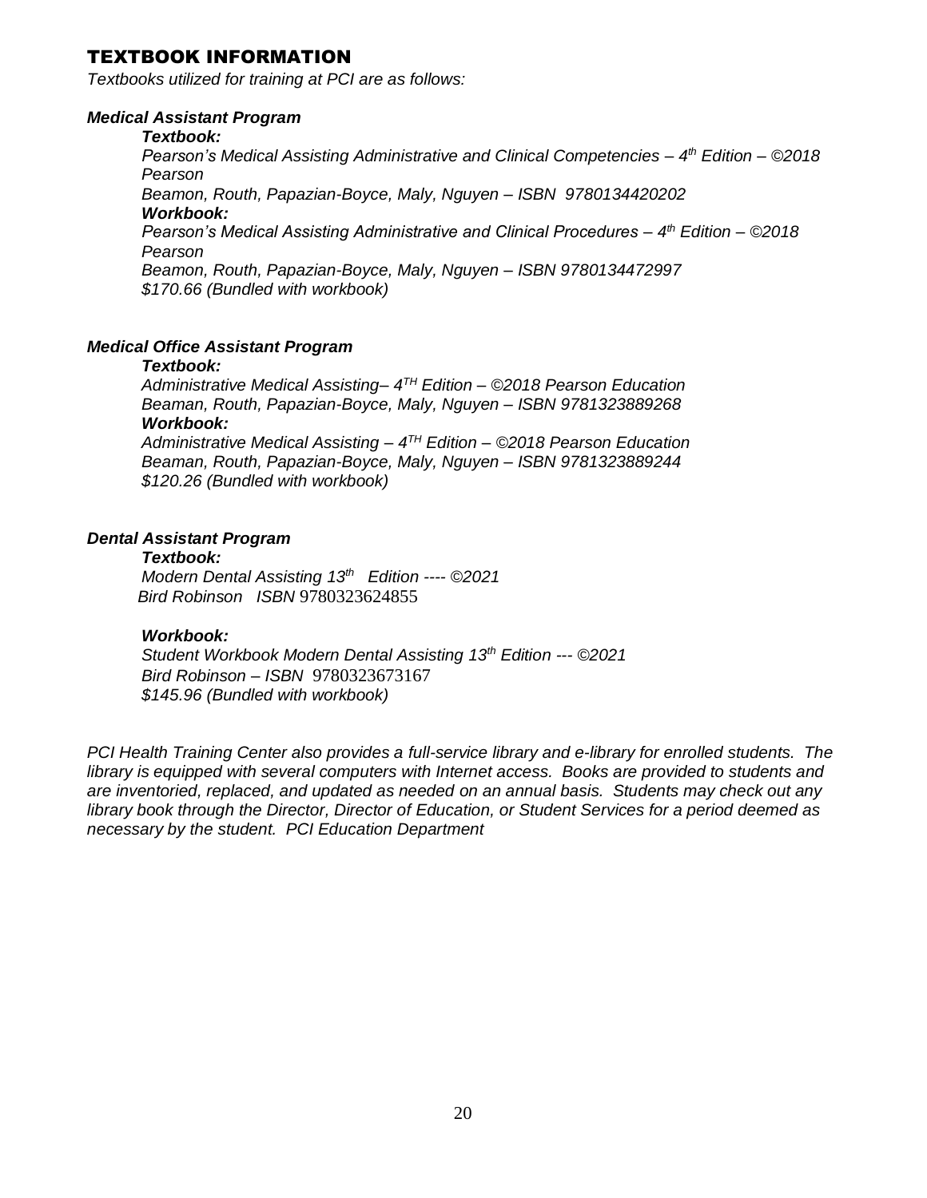## TEXTBOOK INFORMATION

*Textbooks utilized for training at PCI are as follows:*

### *Medical Assistant Program*

***Textbook:***

*Pearson's Medical Assisting Administrative and Clinical Competencies – 4th Edition – ©2018 Pearson*

*Beamon, Routh, Papazian-Boyce, Maly, Nguyen – ISBN 9780134420202*

***Workbook:***

*Pearson's Medical Assisting Administrative and Clinical Procedures – 4th Edition – ©2018 Pearson*

*Beamon, Routh, Papazian-Boyce, Maly, Nguyen – ISBN 9780134472997*

*$170.66 (Bundled with workbook)*

### *Medical Office Assistant Program*

***Textbook:***

*Administrative Medical Assisting– 4TH Edition – ©2018 Pearson Education*

*Beaman, Routh, Papazian-Boyce, Maly, Nguyen – ISBN 9781323889268*

***Workbook:***

*Administrative Medical Assisting – 4TH Edition – ©2018 Pearson Education*

*Beaman, Routh, Papazian-Boyce, Maly, Nguyen – ISBN 9781323889244*

*$120.26 (Bundled with workbook)*

### *Dental Assistant Program*

***Textbook:***

*Modern Dental Assisting 13th Edition ---- ©2021*

*Bird Robinson ISBN* 9780323624855

***Workbook:***

*Student Workbook Modern Dental Assisting 13th Edition --- ©2021*

*Bird Robinson – ISBN* 9780323673167

*$145.96 (Bundled with workbook)*

*PCI Health Training Center also provides a full-service library and e-library for enrolled students. The library is equipped with several computers with Internet access. Books are provided to students and are inventoried, replaced, and updated as needed on an annual basis. Students may check out any library book through the Director, Director of Education, or Student Services for a period deemed as necessary by the student. PCI Education Department*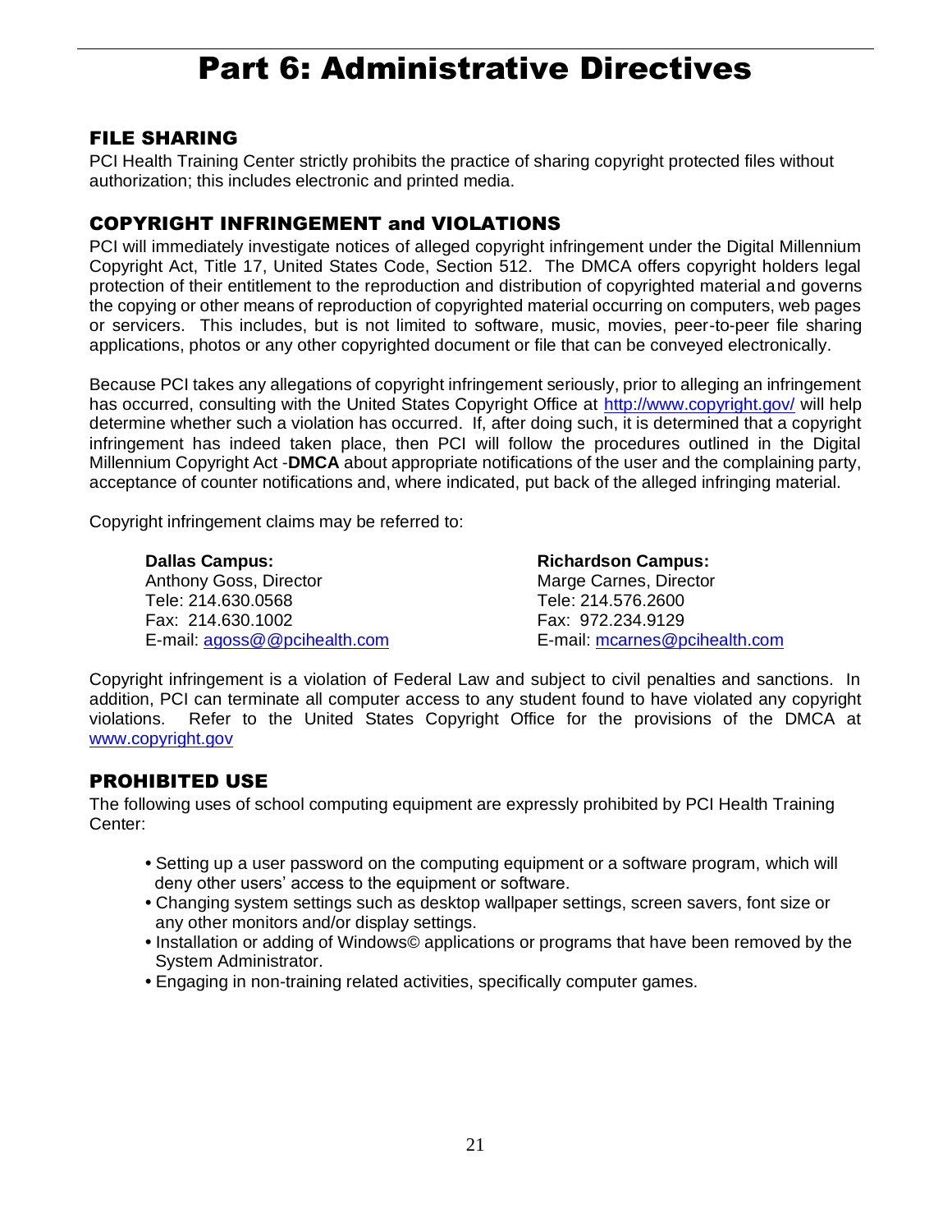# Part 6: Administrative Directives

## FILE SHARING

PCI Health Training Center strictly prohibits the practice of sharing copyright protected files without authorization; this includes electronic and printed media.

## COPYRIGHT INFRINGEMENT and VIOLATIONS

PCI will immediately investigate notices of alleged copyright infringement under the Digital Millennium Copyright Act, Title 17, United States Code, Section 512. The DMCA offers copyright holders legal protection of their entitlement to the reproduction and distribution of copyrighted material and governs the copying or other means of reproduction of copyrighted material occurring on computers, web pages or servicers. This includes, but is not limited to software, music, movies, peer-to-peer file sharing applications, photos or any other copyrighted document or file that can be conveyed electronically.

Because PCI takes any allegations of copyright infringement seriously, prior to alleging an infringement has occurred, consulting with the United States Copyright Office at http://www.copyright.gov/ will help determine whether such a violation has occurred. If, after doing such, it is determined that a copyright infringement has indeed taken place, then PCI will follow the procedures outlined in the Digital Millennium Copyright Act -**DMCA** about appropriate notifications of the user and the complaining party, acceptance of counter notifications and, where indicated, put back of the alleged infringing material.

Copyright infringement claims may be referred to:

**Dallas Campus:**
Anthony Goss, Director
Tele: 214.630.0568
Fax: 214.630.1002
E-mail: agoss@@pcihealth.com

**Richardson Campus:**
Marge Carnes, Director
Tele: 214.576.2600
Fax: 972.234.9129
E-mail: mcarnes@pcihealth.com

Copyright infringement is a violation of Federal Law and subject to civil penalties and sanctions. In addition, PCI can terminate all computer access to any student found to have violated any copyright violations. Refer to the United States Copyright Office for the provisions of the DMCA at www.copyright.gov

## PROHIBITED USE

The following uses of school computing equipment are expressly prohibited by PCI Health Training Center:

- Setting up a user password on the computing equipment or a software program, which will deny other users' access to the equipment or software.
- Changing system settings such as desktop wallpaper settings, screen savers, font size or any other monitors and/or display settings.
- Installation or adding of Windows© applications or programs that have been removed by the System Administrator.
- Engaging in non-training related activities, specifically computer games.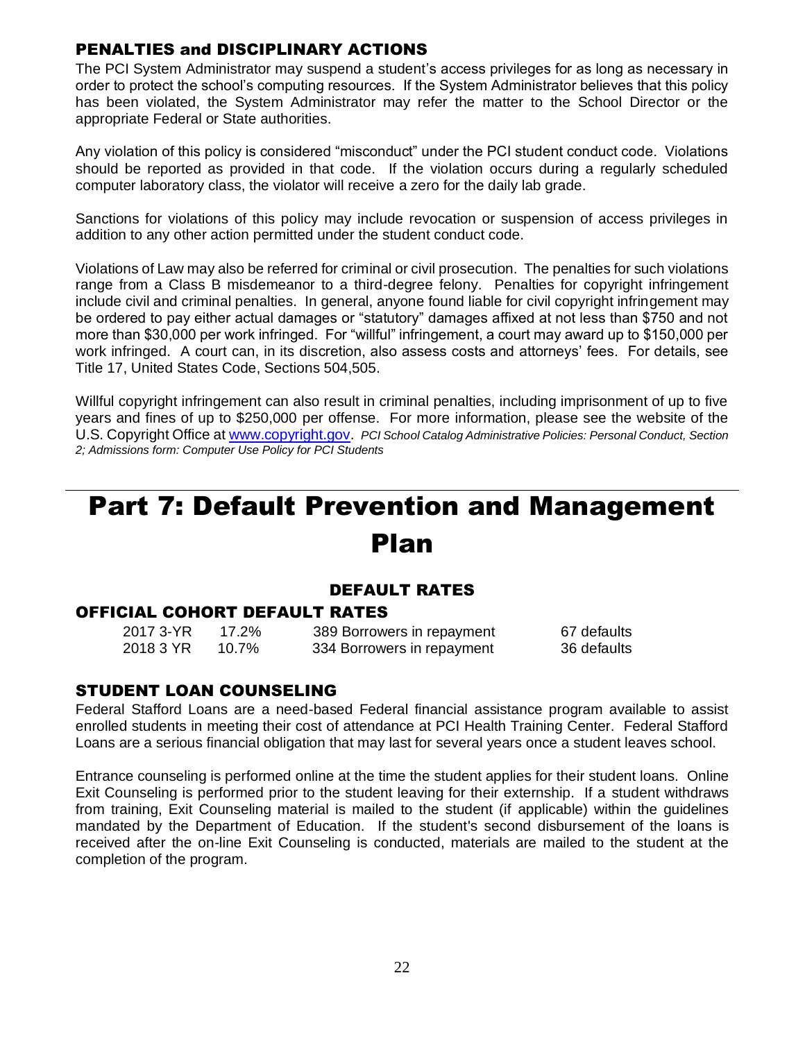### PENALTIES and DISCIPLINARY ACTIONS

The PCI System Administrator may suspend a student's access privileges for as long as necessary in order to protect the school's computing resources. If the System Administrator believes that this policy has been violated, the System Administrator may refer the matter to the School Director or the appropriate Federal or State authorities.

Any violation of this policy is considered "misconduct" under the PCI student conduct code. Violations should be reported as provided in that code. If the violation occurs during a regularly scheduled computer laboratory class, the violator will receive a zero for the daily lab grade.

Sanctions for violations of this policy may include revocation or suspension of access privileges in addition to any other action permitted under the student conduct code.

Violations of Law may also be referred for criminal or civil prosecution. The penalties for such violations range from a Class B misdemeanor to a third-degree felony. Penalties for copyright infringement include civil and criminal penalties. In general, anyone found liable for civil copyright infringement may be ordered to pay either actual damages or "statutory" damages affixed at not less than $750 and not more than $30,000 per work infringed. For "willful" infringement, a court may award up to $150,000 per work infringed. A court can, in its discretion, also assess costs and attorneys' fees. For details, see Title 17, United States Code, Sections 504,505.

Willful copyright infringement can also result in criminal penalties, including imprisonment of up to five years and fines of up to $250,000 per offense. For more information, please see the website of the U.S. Copyright Office at www.copyright.gov. *PCI School Catalog Administrative Policies: Personal Conduct, Section 2; Admissions form: Computer Use Policy for PCI Students*

# Part 7: Default Prevention and Management Plan

## DEFAULT RATES

### OFFICIAL COHORT DEFAULT RATES

| | | | |
|---|---|---|---|
| 2017 3-YR | 17.2% | 389 Borrowers in repayment | 67 defaults |
| 2018 3 YR | 10.7% | 334 Borrowers in repayment | 36 defaults |

### STUDENT LOAN COUNSELING

Federal Stafford Loans are a need-based Federal financial assistance program available to assist enrolled students in meeting their cost of attendance at PCI Health Training Center. Federal Stafford Loans are a serious financial obligation that may last for several years once a student leaves school.

Entrance counseling is performed online at the time the student applies for their student loans. Online Exit Counseling is performed prior to the student leaving for their externship. If a student withdraws from training, Exit Counseling material is mailed to the student (if applicable) within the guidelines mandated by the Department of Education. If the student's second disbursement of the loans is received after the on-line Exit Counseling is conducted, materials are mailed to the student at the completion of the program.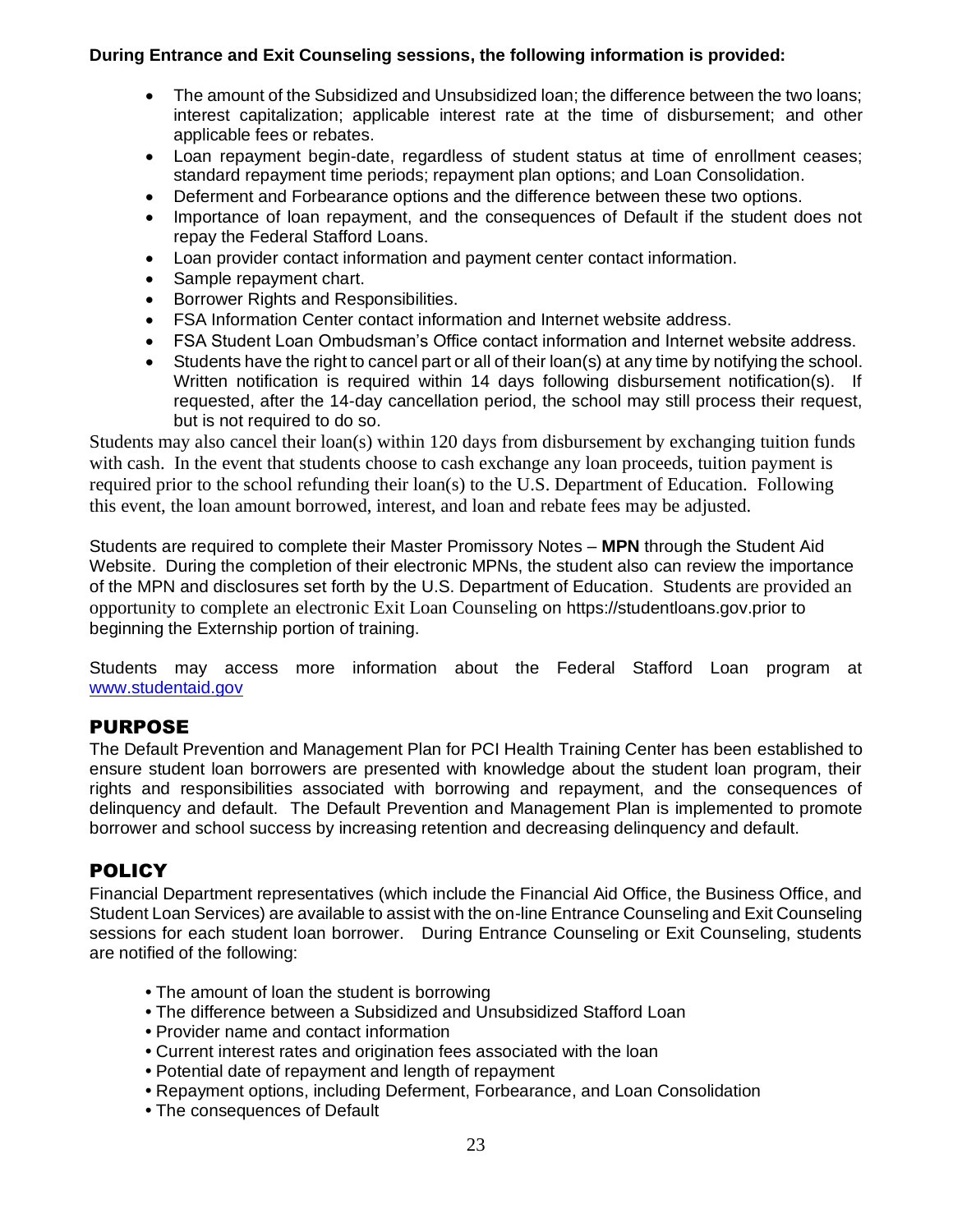**During Entrance and Exit Counseling sessions, the following information is provided:**

- The amount of the Subsidized and Unsubsidized loan; the difference between the two loans; interest capitalization; applicable interest rate at the time of disbursement; and other applicable fees or rebates.
- Loan repayment begin-date, regardless of student status at time of enrollment ceases; standard repayment time periods; repayment plan options; and Loan Consolidation.
- Deferment and Forbearance options and the difference between these two options.
- Importance of loan repayment, and the consequences of Default if the student does not repay the Federal Stafford Loans.
- Loan provider contact information and payment center contact information.
- Sample repayment chart.
- Borrower Rights and Responsibilities.
- FSA Information Center contact information and Internet website address.
- FSA Student Loan Ombudsman's Office contact information and Internet website address.
- Students have the right to cancel part or all of their loan(s) at any time by notifying the school. Written notification is required within 14 days following disbursement notification(s). If requested, after the 14-day cancellation period, the school may still process their request, but is not required to do so.

Students may also cancel their loan(s) within 120 days from disbursement by exchanging tuition funds with cash. In the event that students choose to cash exchange any loan proceeds, tuition payment is required prior to the school refunding their loan(s) to the U.S. Department of Education. Following this event, the loan amount borrowed, interest, and loan and rebate fees may be adjusted.

Students are required to complete their Master Promissory Notes – **MPN** through the Student Aid Website. During the completion of their electronic MPNs, the student also can review the importance of the MPN and disclosures set forth by the U.S. Department of Education. Students are provided an opportunity to complete an electronic Exit Loan Counseling on https://studentloans.gov.prior to beginning the Externship portion of training.

Students may access more information about the Federal Stafford Loan program at www.studentaid.gov

## PURPOSE

The Default Prevention and Management Plan for PCI Health Training Center has been established to ensure student loan borrowers are presented with knowledge about the student loan program, their rights and responsibilities associated with borrowing and repayment, and the consequences of delinquency and default. The Default Prevention and Management Plan is implemented to promote borrower and school success by increasing retention and decreasing delinquency and default.

## POLICY

Financial Department representatives (which include the Financial Aid Office, the Business Office, and Student Loan Services) are available to assist with the on-line Entrance Counseling and Exit Counseling sessions for each student loan borrower. During Entrance Counseling or Exit Counseling, students are notified of the following:

- The amount of loan the student is borrowing
- The difference between a Subsidized and Unsubsidized Stafford Loan
- Provider name and contact information
- Current interest rates and origination fees associated with the loan
- Potential date of repayment and length of repayment
- Repayment options, including Deferment, Forbearance, and Loan Consolidation
- The consequences of Default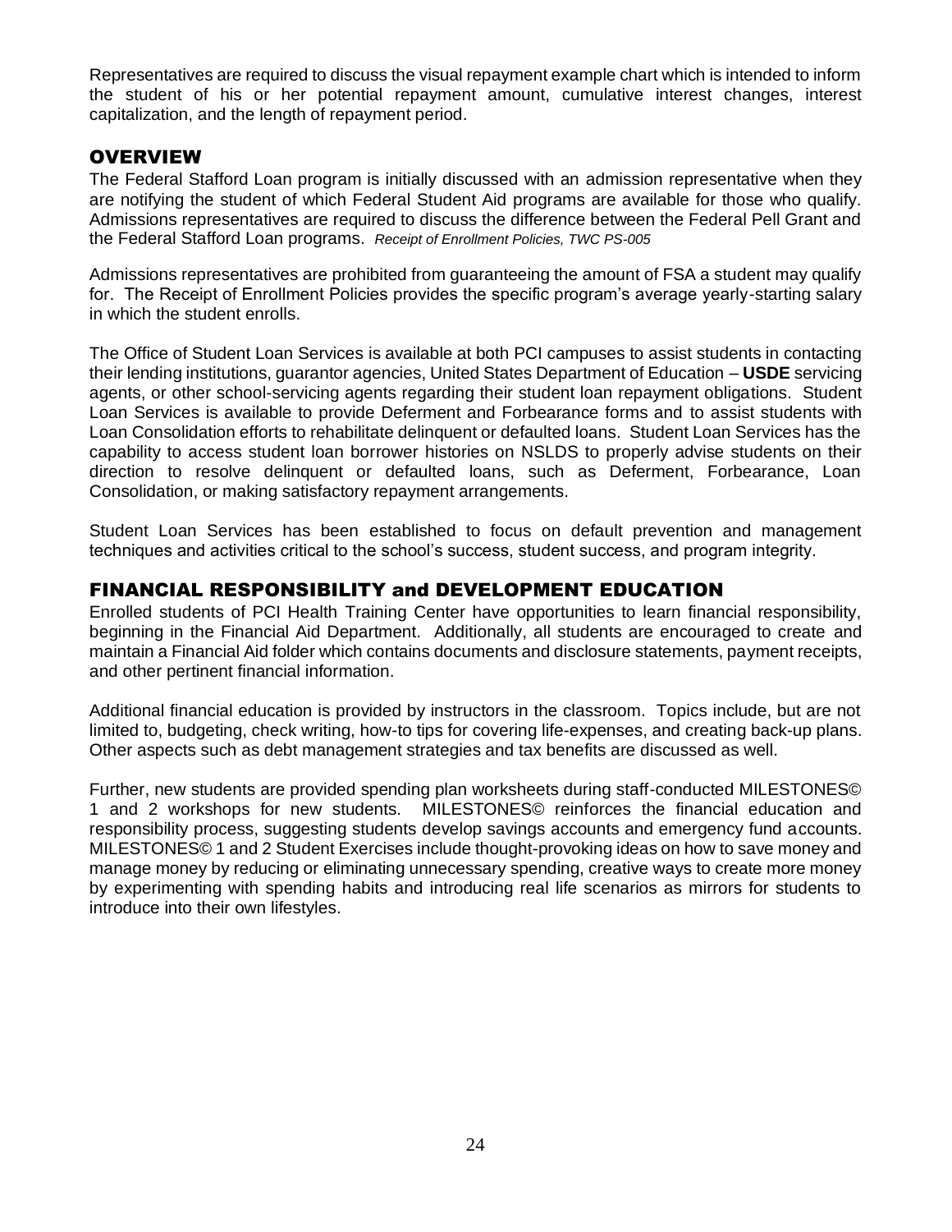Representatives are required to discuss the visual repayment example chart which is intended to inform the student of his or her potential repayment amount, cumulative interest changes, interest capitalization, and the length of repayment period.

## OVERVIEW

The Federal Stafford Loan program is initially discussed with an admission representative when they are notifying the student of which Federal Student Aid programs are available for those who qualify. Admissions representatives are required to discuss the difference between the Federal Pell Grant and the Federal Stafford Loan programs. *Receipt of Enrollment Policies, TWC PS-005*

Admissions representatives are prohibited from guaranteeing the amount of FSA a student may qualify for. The Receipt of Enrollment Policies provides the specific program's average yearly-starting salary in which the student enrolls.

The Office of Student Loan Services is available at both PCI campuses to assist students in contacting their lending institutions, guarantor agencies, United States Department of Education – **USDE** servicing agents, or other school-servicing agents regarding their student loan repayment obligations. Student Loan Services is available to provide Deferment and Forbearance forms and to assist students with Loan Consolidation efforts to rehabilitate delinquent or defaulted loans. Student Loan Services has the capability to access student loan borrower histories on NSLDS to properly advise students on their direction to resolve delinquent or defaulted loans, such as Deferment, Forbearance, Loan Consolidation, or making satisfactory repayment arrangements.

Student Loan Services has been established to focus on default prevention and management techniques and activities critical to the school's success, student success, and program integrity.

## FINANCIAL RESPONSIBILITY and DEVELOPMENT EDUCATION

Enrolled students of PCI Health Training Center have opportunities to learn financial responsibility, beginning in the Financial Aid Department. Additionally, all students are encouraged to create and maintain a Financial Aid folder which contains documents and disclosure statements, payment receipts, and other pertinent financial information.

Additional financial education is provided by instructors in the classroom. Topics include, but are not limited to, budgeting, check writing, how-to tips for covering life-expenses, and creating back-up plans. Other aspects such as debt management strategies and tax benefits are discussed as well.

Further, new students are provided spending plan worksheets during staff-conducted MILESTONES© 1 and 2 workshops for new students. MILESTONES© reinforces the financial education and responsibility process, suggesting students develop savings accounts and emergency fund accounts. MILESTONES© 1 and 2 Student Exercises include thought-provoking ideas on how to save money and manage money by reducing or eliminating unnecessary spending, creative ways to create more money by experimenting with spending habits and introducing real life scenarios as mirrors for students to introduce into their own lifestyles.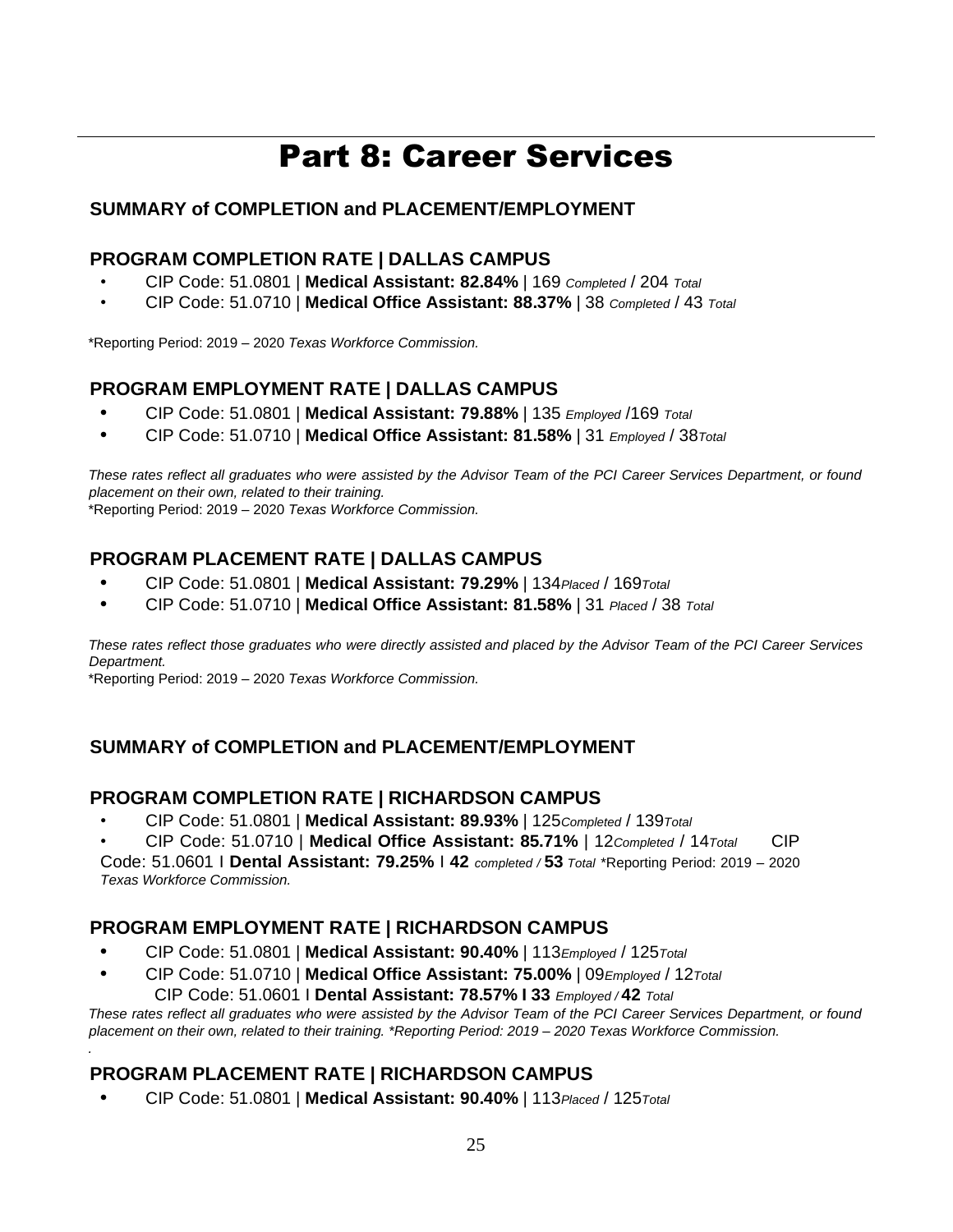# Part 8: Career Services

## SUMMARY of COMPLETION and PLACEMENT/EMPLOYMENT

### PROGRAM COMPLETION RATE | DALLAS CAMPUS

- CIP Code: 51.0801 | **Medical Assistant: 82.84%** | 169 *Completed* / 204 *Total*
- CIP Code: 51.0710 | **Medical Office Assistant: 88.37%** | 38 *Completed* / 43 *Total*

*Reporting Period: 2019 – 2020 *Texas Workforce Commission.*

### PROGRAM EMPLOYMENT RATE | DALLAS CAMPUS

- CIP Code: 51.0801 | **Medical Assistant: 79.88%** | 135 *Employed* /169 *Total*
- CIP Code: 51.0710 | **Medical Office Assistant: 81.58%** | 31 *Employed* / 38*Total*

*These rates reflect all graduates who were assisted by the Advisor Team of the PCI Career Services Department, or found placement on their own, related to their training.*
*Reporting Period: 2019 – 2020 *Texas Workforce Commission.*

### PROGRAM PLACEMENT RATE | DALLAS CAMPUS

- CIP Code: 51.0801 | **Medical Assistant: 79.29%** | 134*Placed* / 169*Total*
- CIP Code: 51.0710 | **Medical Office Assistant: 81.58%** | 31 *Placed* / 38 *Total*

*These rates reflect those graduates who were directly assisted and placed by the Advisor Team of the PCI Career Services Department.*
*Reporting Period: 2019 – 2020 *Texas Workforce Commission.*

## SUMMARY of COMPLETION and PLACEMENT/EMPLOYMENT

### PROGRAM COMPLETION RATE | RICHARDSON CAMPUS

- CIP Code: 51.0801 | **Medical Assistant: 89.93%** | 125*Completed* / 139*Total*
- CIP Code: 51.0710 | **Medical Office Assistant: 85.71%** | 12*Completed* / 14*Total* CIP Code: 51.0601 I **Dental Assistant: 79.25%** I **42** *completed /* **53** *Total* *Reporting Period: 2019 – 2020 *Texas Workforce Commission.*

### PROGRAM EMPLOYMENT RATE | RICHARDSON CAMPUS

- CIP Code: 51.0801 | **Medical Assistant: 90.40%** | 113*Employed* / 125*Total*
- CIP Code: 51.0710 | **Medical Office Assistant: 75.00%** | 09*Employed* / 12*Total*
  CIP Code: 51.0601 I **Dental Assistant: 78.57% I 33** *Employed /* **42** *Total*

*These rates reflect all graduates who were assisted by the Advisor Team of the PCI Career Services Department, or found placement on their own, related to their training. *Reporting Period: 2019 – 2020 Texas Workforce Commission.*

### PROGRAM PLACEMENT RATE | RICHARDSON CAMPUS

- CIP Code: 51.0801 | **Medical Assistant: 90.40%** | 113*Placed* / 125*Total*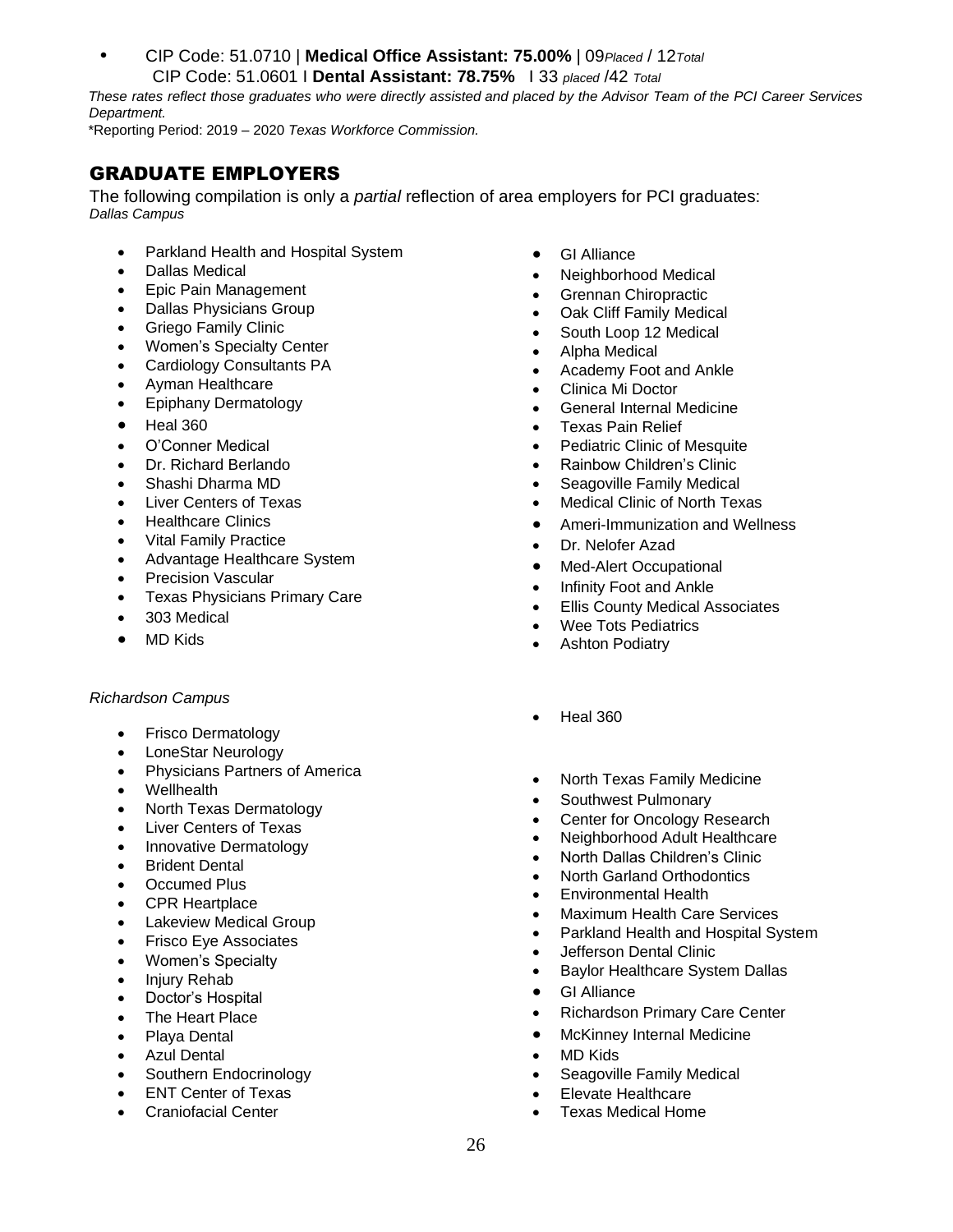- CIP Code: 51.0710 | **Medical Office Assistant: 75.00%** | 09*Placed* / 12*Total*
  CIP Code: 51.0601 I **Dental Assistant: 78.75%** I 33 *placed* /42 *Total*

*These rates reflect those graduates who were directly assisted and placed by the Advisor Team of the PCI Career Services Department.*

*Reporting Period: 2019 – 2020 *Texas Workforce Commission.*

## GRADUATE EMPLOYERS

The following compilation is only a *partial* reflection of area employers for PCI graduates:

*Dallas Campus*

- Parkland Health and Hospital System
- Dallas Medical
- Epic Pain Management
- Dallas Physicians Group
- Griego Family Clinic
- Women's Specialty Center
- Cardiology Consultants PA
- Ayman Healthcare
- Epiphany Dermatology
- Heal 360
- O'Conner Medical
- Dr. Richard Berlando
- Shashi Dharma MD
- Liver Centers of Texas
- Healthcare Clinics
- Vital Family Practice
- Advantage Healthcare System
- Precision Vascular
- Texas Physicians Primary Care
- 303 Medical
- MD Kids
- GI Alliance
- Neighborhood Medical
- Grennan Chiropractic
- Oak Cliff Family Medical
- South Loop 12 Medical
- Alpha Medical
- Academy Foot and Ankle
- Clinica Mi Doctor
- General Internal Medicine
- Texas Pain Relief
- Pediatric Clinic of Mesquite
- Rainbow Children's Clinic
- Seagoville Family Medical
- Medical Clinic of North Texas
- Ameri-Immunization and Wellness
- Dr. Nelofer Azad
- Med-Alert Occupational
- Infinity Foot and Ankle
- Ellis County Medical Associates
- Wee Tots Pediatrics
- Ashton Podiatry

*Richardson Campus*

- Frisco Dermatology
- LoneStar Neurology
- Physicians Partners of America
- Wellhealth
- North Texas Dermatology
- Liver Centers of Texas
- Innovative Dermatology
- Brident Dental
- Occumed Plus
- CPR Heartplace
- Lakeview Medical Group
- Frisco Eye Associates
- Women's Specialty
- Injury Rehab
- Doctor's Hospital
- The Heart Place
- Playa Dental
- Azul Dental
- Southern Endocrinology
- ENT Center of Texas
- Craniofacial Center
- Heal 360
- North Texas Family Medicine
- Southwest Pulmonary
- Center for Oncology Research
- Neighborhood Adult Healthcare
- North Dallas Children's Clinic
- North Garland Orthodontics
- Environmental Health
- Maximum Health Care Services
- Parkland Health and Hospital System
- Jefferson Dental Clinic
- Baylor Healthcare System Dallas
- GI Alliance
- Richardson Primary Care Center
- McKinney Internal Medicine
- MD Kids
- Seagoville Family Medical
- Elevate Healthcare
- Texas Medical Home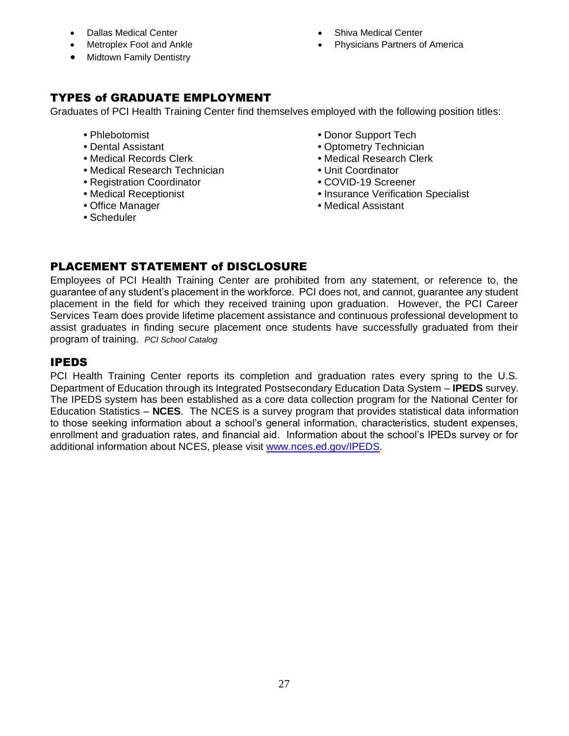- Dallas Medical Center
- Metroplex Foot and Ankle
- Midtown Family Dentistry
- Shiva Medical Center
- Physicians Partners of America

## TYPES of GRADUATE EMPLOYMENT

Graduates of PCI Health Training Center find themselves employed with the following position titles:

- Phlebotomist
- Dental Assistant
- Medical Records Clerk
- Medical Research Technician
- Registration Coordinator
- Medical Receptionist
- Office Manager
- Scheduler
- Donor Support Tech
- Optometry Technician
- Medical Research Clerk
- Unit Coordinator
- COVID-19 Screener
- Insurance Verification Specialist
- Medical Assistant

## PLACEMENT STATEMENT of DISCLOSURE

Employees of PCI Health Training Center are prohibited from any statement, or reference to, the guarantee of any student's placement in the workforce. PCI does not, and cannot, guarantee any student placement in the field for which they received training upon graduation. However, the PCI Career Services Team does provide lifetime placement assistance and continuous professional development to assist graduates in finding secure placement once students have successfully graduated from their program of training. *PCI School Catalog*

## IPEDS

PCI Health Training Center reports its completion and graduation rates every spring to the U.S. Department of Education through its Integrated Postsecondary Education Data System – **IPEDS** survey. The IPEDS system has been established as a core data collection program for the National Center for Education Statistics – **NCES**. The NCES is a survey program that provides statistical data information to those seeking information about a school's general information, characteristics, student expenses, enrollment and graduation rates, and financial aid. Information about the school's IPEDs survey or for additional information about NCES, please visit [www.nces.ed.gov/IPEDS](http://www.nces.ed.gov/IPEDS).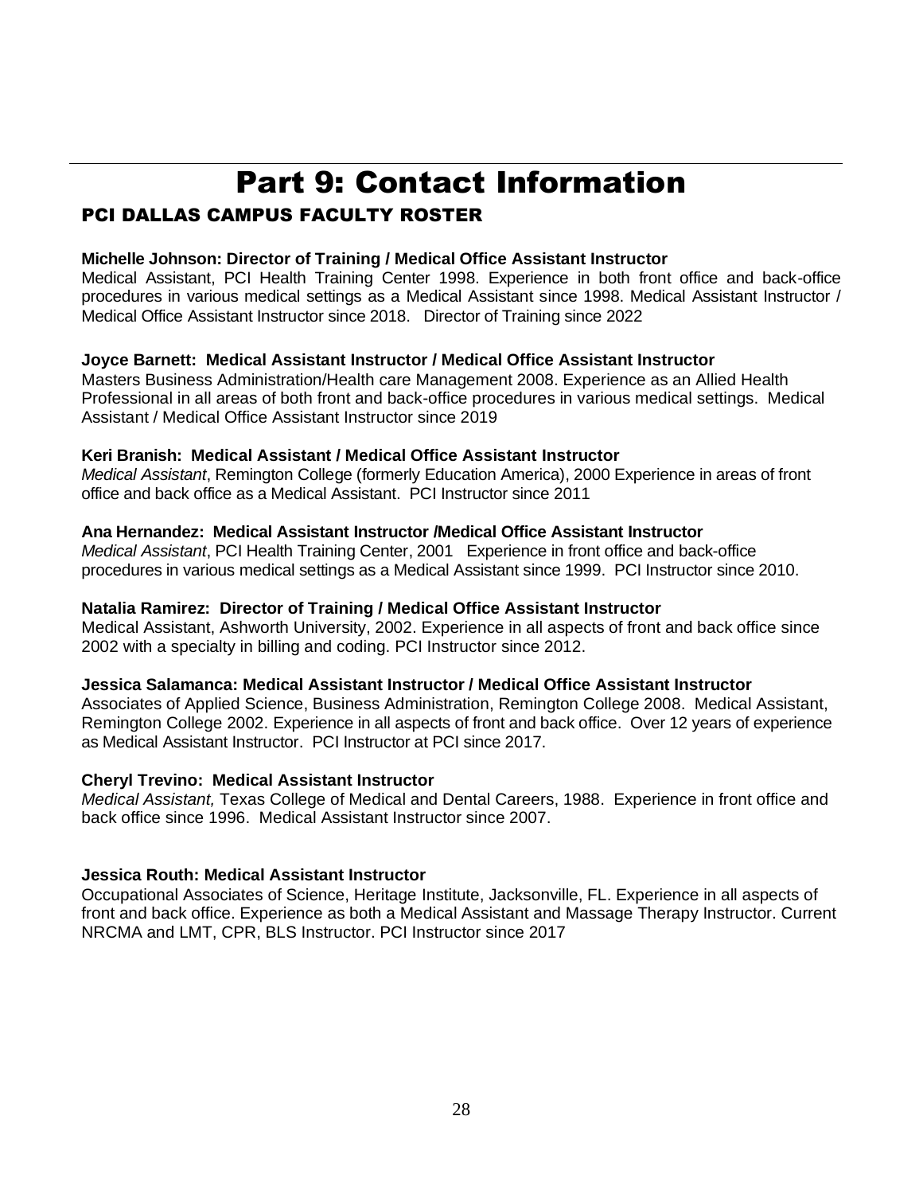# Part 9: Contact Information

## PCI DALLAS CAMPUS FACULTY ROSTER

**Michelle Johnson: Director of Training / Medical Office Assistant Instructor**
Medical Assistant, PCI Health Training Center 1998. Experience in both front office and back-office procedures in various medical settings as a Medical Assistant since 1998. Medical Assistant Instructor / Medical Office Assistant Instructor since 2018. Director of Training since 2022

**Joyce Barnett: Medical Assistant Instructor / Medical Office Assistant Instructor**
Masters Business Administration/Health care Management 2008. Experience as an Allied Health Professional in all areas of both front and back-office procedures in various medical settings. Medical Assistant / Medical Office Assistant Instructor since 2019

**Keri Branish: Medical Assistant / Medical Office Assistant Instructor**
*Medical Assistant*, Remington College (formerly Education America), 2000 Experience in areas of front office and back office as a Medical Assistant. PCI Instructor since 2011

**Ana Hernandez: Medical Assistant Instructor /Medical Office Assistant Instructor**
*Medical Assistant*, PCI Health Training Center, 2001 Experience in front office and back-office procedures in various medical settings as a Medical Assistant since 1999. PCI Instructor since 2010.

**Natalia Ramirez: Director of Training / Medical Office Assistant Instructor**
Medical Assistant, Ashworth University, 2002. Experience in all aspects of front and back office since 2002 with a specialty in billing and coding. PCI Instructor since 2012.

**Jessica Salamanca: Medical Assistant Instructor / Medical Office Assistant Instructor**
Associates of Applied Science, Business Administration, Remington College 2008. Medical Assistant, Remington College 2002. Experience in all aspects of front and back office. Over 12 years of experience as Medical Assistant Instructor. PCI Instructor at PCI since 2017.

**Cheryl Trevino: Medical Assistant Instructor**
*Medical Assistant,* Texas College of Medical and Dental Careers, 1988. Experience in front office and back office since 1996. Medical Assistant Instructor since 2007.

**Jessica Routh: Medical Assistant Instructor**
Occupational Associates of Science, Heritage Institute, Jacksonville, FL. Experience in all aspects of front and back office. Experience as both a Medical Assistant and Massage Therapy Instructor. Current NRCMA and LMT, CPR, BLS Instructor. PCI Instructor since 2017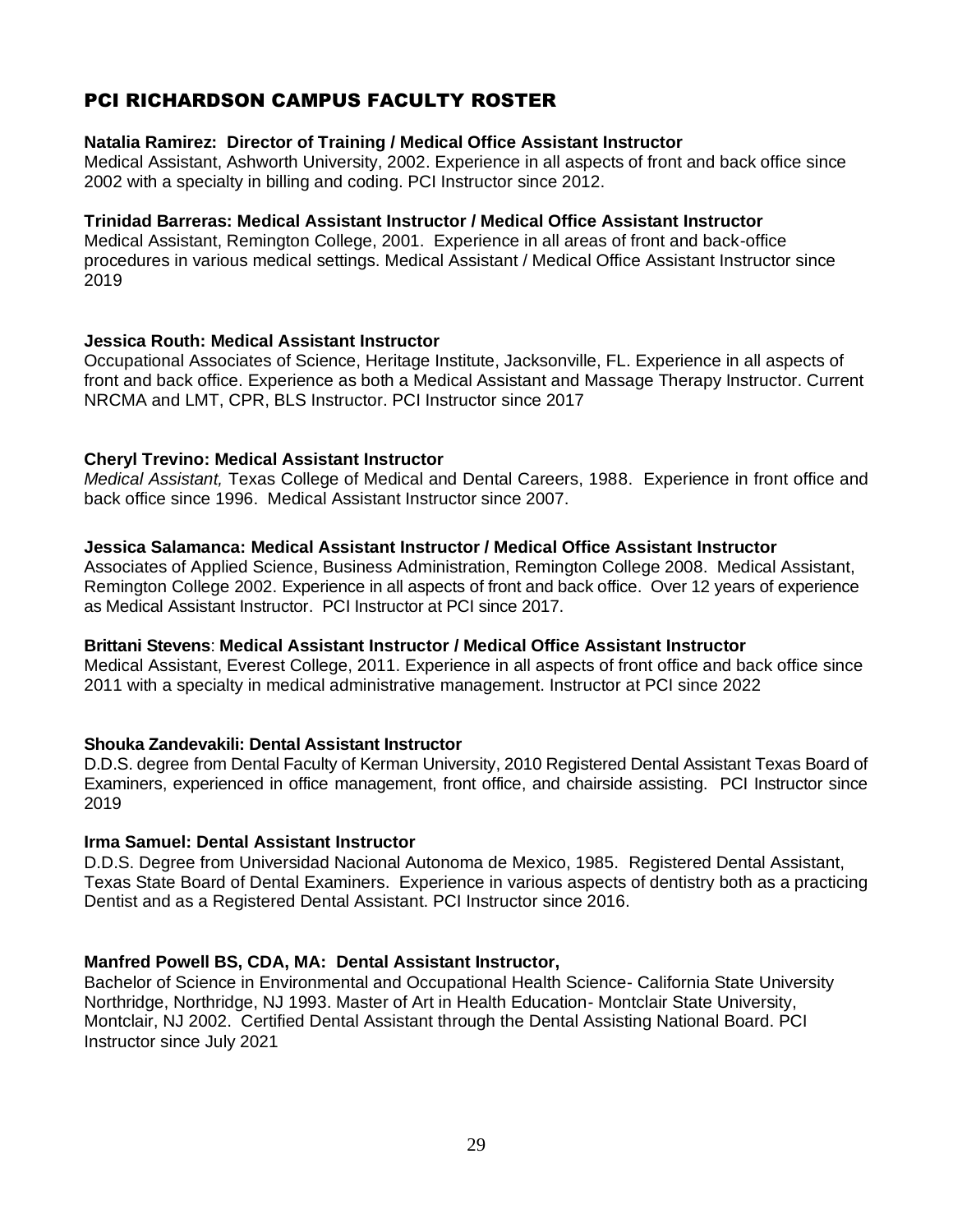## PCI RICHARDSON CAMPUS FACULTY ROSTER

**Natalia Ramirez: Director of Training / Medical Office Assistant Instructor**
Medical Assistant, Ashworth University, 2002. Experience in all aspects of front and back office since 2002 with a specialty in billing and coding. PCI Instructor since 2012.

**Trinidad Barreras: Medical Assistant Instructor / Medical Office Assistant Instructor**
Medical Assistant, Remington College, 2001. Experience in all areas of front and back-office procedures in various medical settings. Medical Assistant / Medical Office Assistant Instructor since 2019

**Jessica Routh: Medical Assistant Instructor**
Occupational Associates of Science, Heritage Institute, Jacksonville, FL. Experience in all aspects of front and back office. Experience as both a Medical Assistant and Massage Therapy Instructor. Current NRCMA and LMT, CPR, BLS Instructor. PCI Instructor since 2017

**Cheryl Trevino: Medical Assistant Instructor**
*Medical Assistant,* Texas College of Medical and Dental Careers, 1988. Experience in front office and back office since 1996. Medical Assistant Instructor since 2007.

**Jessica Salamanca: Medical Assistant Instructor / Medical Office Assistant Instructor**
Associates of Applied Science, Business Administration, Remington College 2008. Medical Assistant, Remington College 2002. Experience in all aspects of front and back office. Over 12 years of experience as Medical Assistant Instructor. PCI Instructor at PCI since 2017.

**Brittani Stevens**: **Medical Assistant Instructor / Medical Office Assistant Instructor**
Medical Assistant, Everest College, 2011. Experience in all aspects of front office and back office since 2011 with a specialty in medical administrative management. Instructor at PCI since 2022

**Shouka Zandevakili: Dental Assistant Instructor**
D.D.S. degree from Dental Faculty of Kerman University, 2010 Registered Dental Assistant Texas Board of Examiners, experienced in office management, front office, and chairside assisting. PCI Instructor since 2019

**Irma Samuel: Dental Assistant Instructor**
D.D.S. Degree from Universidad Nacional Autonoma de Mexico, 1985. Registered Dental Assistant, Texas State Board of Dental Examiners. Experience in various aspects of dentistry both as a practicing Dentist and as a Registered Dental Assistant. PCI Instructor since 2016.

**Manfred Powell BS, CDA, MA: Dental Assistant Instructor,**
Bachelor of Science in Environmental and Occupational Health Science- California State University Northridge, Northridge, NJ 1993. Master of Art in Health Education- Montclair State University, Montclair, NJ 2002. Certified Dental Assistant through the Dental Assisting National Board. PCI Instructor since July 2021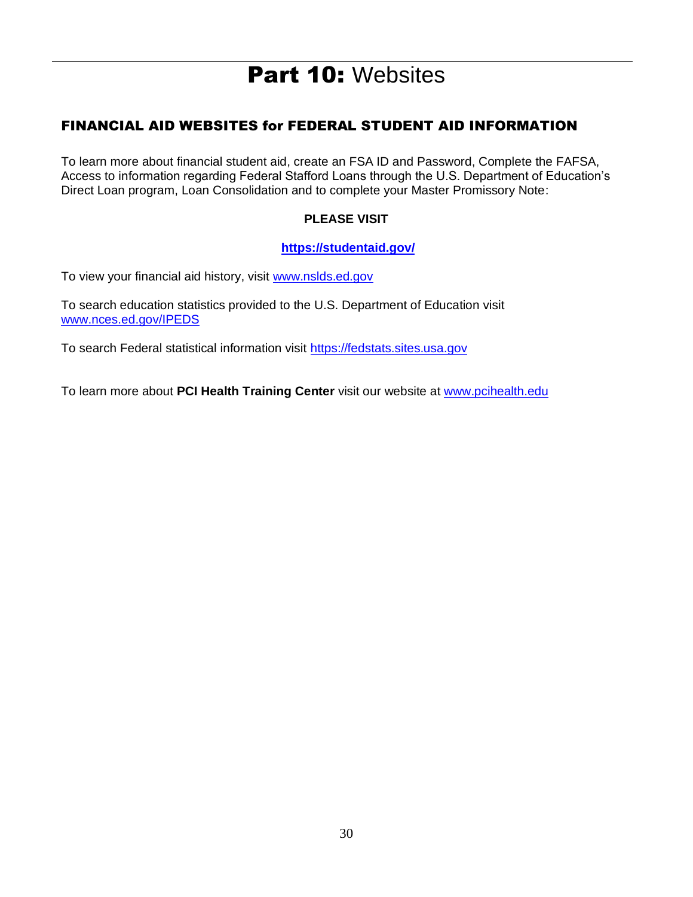# **Part 10:** Websites

## FINANCIAL AID WEBSITES for FEDERAL STUDENT AID INFORMATION

To learn more about financial student aid, create an FSA ID and Password, Complete the FAFSA, Access to information regarding Federal Stafford Loans through the U.S. Department of Education's Direct Loan program, Loan Consolidation and to complete your Master Promissory Note:

**PLEASE VISIT**

**https://studentaid.gov/**

To view your financial aid history, visit www.nslds.ed.gov

To search education statistics provided to the U.S. Department of Education visit www.nces.ed.gov/IPEDS

To search Federal statistical information visit https://fedstats.sites.usa.gov

To learn more about **PCI Health Training Center** visit our website at www.pcihealth.edu